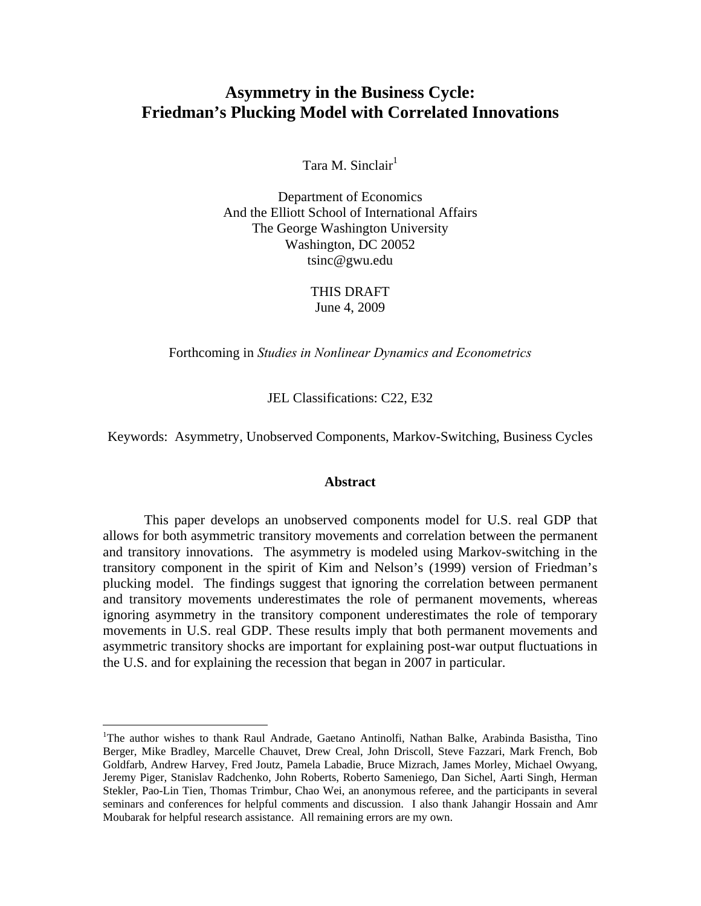# Asymmetry in the Business Cycle: Friedman's Plucking Model with Correlated Innovations

Tara M. Sinclair[1]

Department of Economics
And the Elliott School of International Affairs
The George Washington University
Washington, DC 20052
tsinc@gwu.edu

THIS DRAFT
June 4, 2009

Forthcoming in *Studies in Nonlinear Dynamics and Econometrics*

JEL Classifications: C22, E32

Keywords: Asymmetry, Unobserved Components, Markov-Switching, Business Cycles

## Abstract

This paper develops an unobserved components model for U.S. real GDP that allows for both asymmetric transitory movements and correlation between the permanent and transitory innovations. The asymmetry is modeled using Markov-switching in the transitory component in the spirit of Kim and Nelson's (1999) version of Friedman's plucking model. The findings suggest that ignoring the correlation between permanent and transitory movements underestimates the role of permanent movements, whereas ignoring asymmetry in the transitory component underestimates the role of temporary movements in U.S. real GDP. These results imply that both permanent movements and asymmetric transitory shocks are important for explaining post-war output fluctuations in the U.S. and for explaining the recession that began in 2007 in particular.

---

[1]The author wishes to thank Raul Andrade, Gaetano Antinolfi, Nathan Balke, Arabinda Basistha, Tino Berger, Mike Bradley, Marcelle Chauvet, Drew Creal, John Driscoll, Steve Fazzari, Mark French, Bob Goldfarb, Andrew Harvey, Fred Joutz, Pamela Labadie, Bruce Mizrach, James Morley, Michael Owyang, Jeremy Piger, Stanislav Radchenko, John Roberts, Roberto Sameniego, Dan Sichel, Aarti Singh, Herman Stekler, Pao-Lin Tien, Thomas Trimbur, Chao Wei, an anonymous referee, and the participants in several seminars and conferences for helpful comments and discussion. I also thank Jahangir Hossain and Amr Moubarak for helpful research assistance. All remaining errors are my own.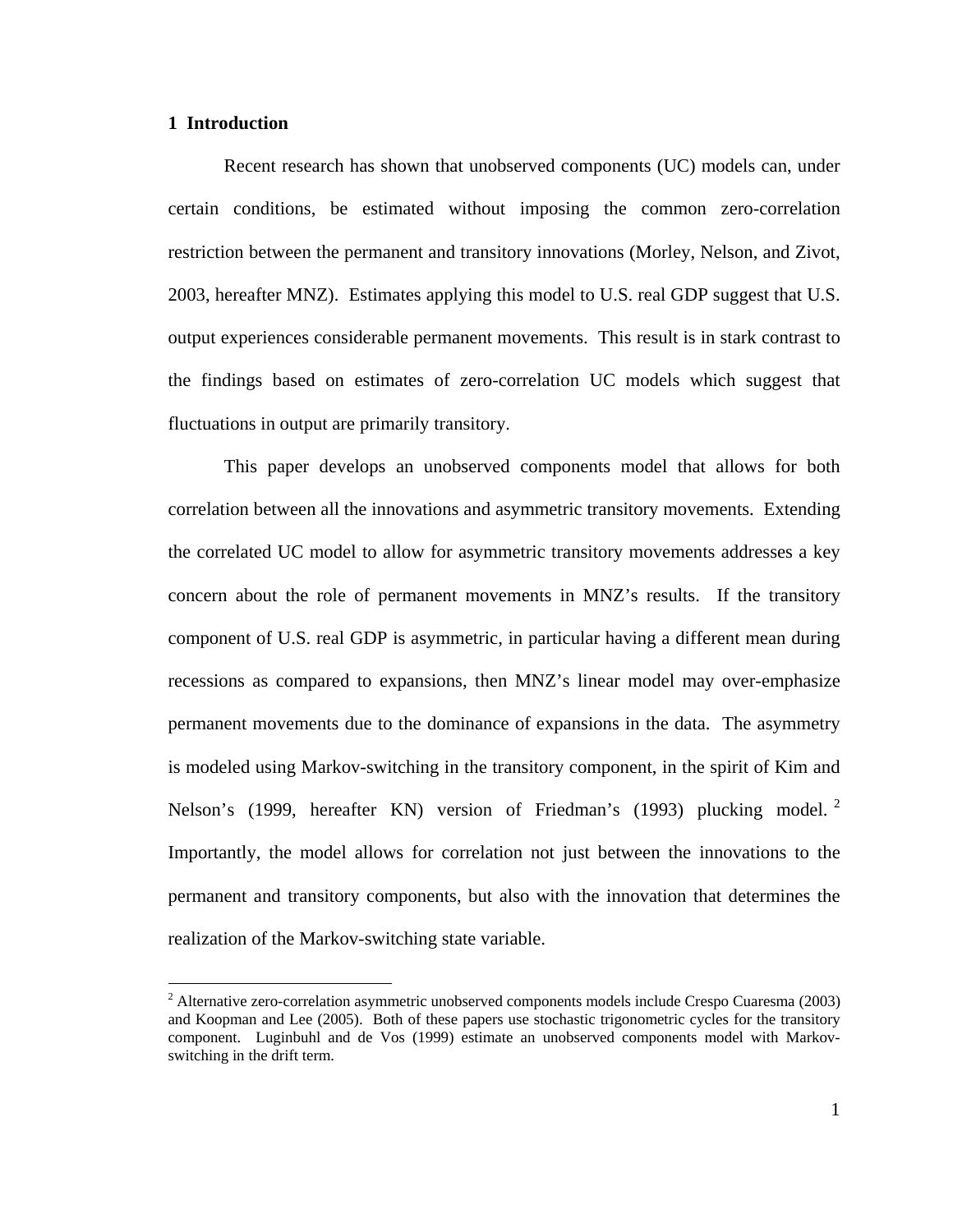## 1 Introduction

Recent research has shown that unobserved components (UC) models can, under certain conditions, be estimated without imposing the common zero-correlation restriction between the permanent and transitory innovations (Morley, Nelson, and Zivot, 2003, hereafter MNZ). Estimates applying this model to U.S. real GDP suggest that U.S. output experiences considerable permanent movements. This result is in stark contrast to the findings based on estimates of zero-correlation UC models which suggest that fluctuations in output are primarily transitory.

This paper develops an unobserved components model that allows for both correlation between all the innovations and asymmetric transitory movements. Extending the correlated UC model to allow for asymmetric transitory movements addresses a key concern about the role of permanent movements in MNZ's results. If the transitory component of U.S. real GDP is asymmetric, in particular having a different mean during recessions as compared to expansions, then MNZ's linear model may over-emphasize permanent movements due to the dominance of expansions in the data. The asymmetry is modeled using Markov-switching in the transitory component, in the spirit of Kim and Nelson's (1999, hereafter KN) version of Friedman's (1993) plucking model.[2] Importantly, the model allows for correlation not just between the innovations to the permanent and transitory components, but also with the innovation that determines the realization of the Markov-switching state variable.

[2] Alternative zero-correlation asymmetric unobserved components models include Crespo Cuaresma (2003) and Koopman and Lee (2005). Both of these papers use stochastic trigonometric cycles for the transitory component. Luginbuhl and de Vos (1999) estimate an unobserved components model with Markov-switching in the drift term.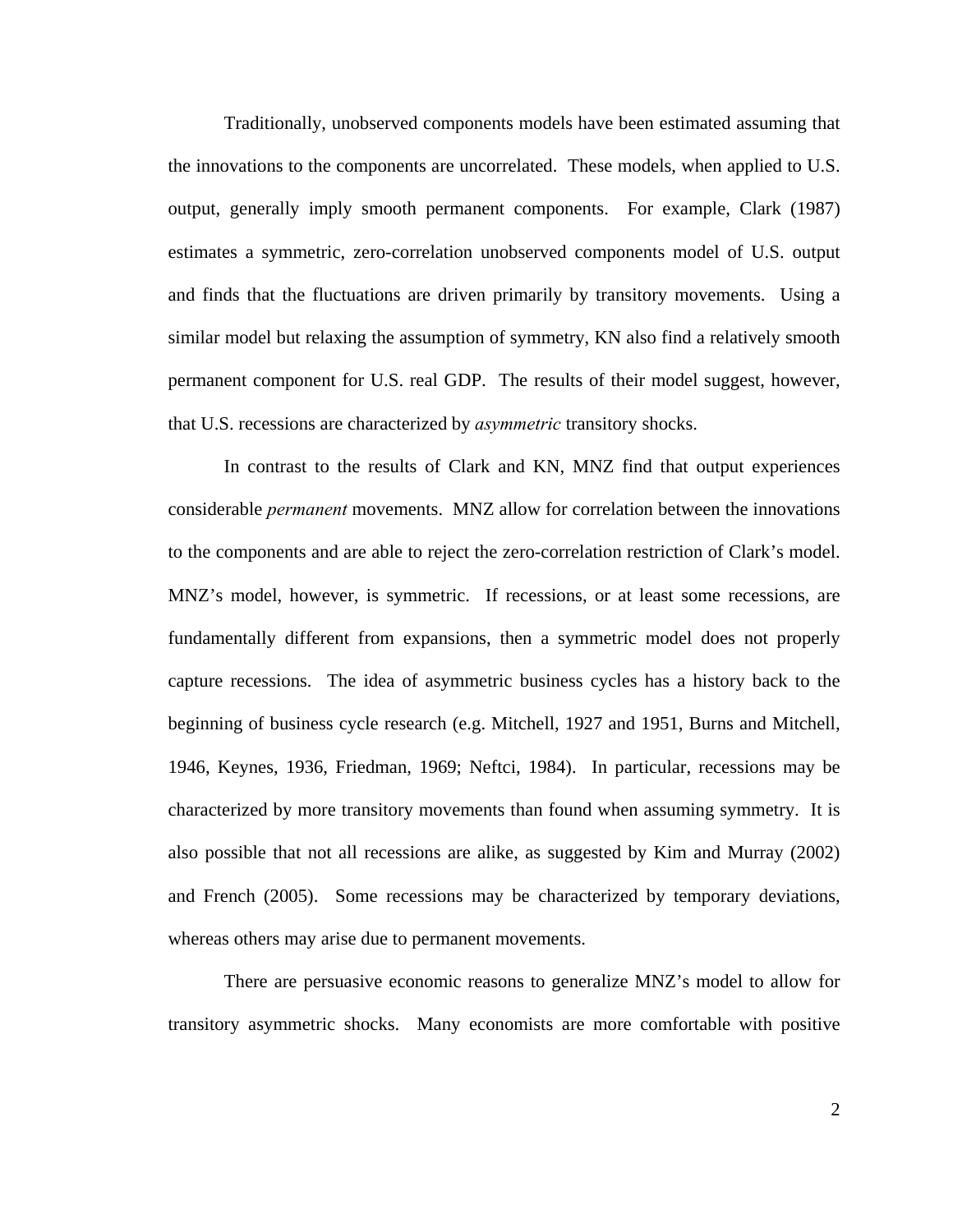Traditionally, unobserved components models have been estimated assuming that the innovations to the components are uncorrelated. These models, when applied to U.S. output, generally imply smooth permanent components. For example, Clark (1987) estimates a symmetric, zero-correlation unobserved components model of U.S. output and finds that the fluctuations are driven primarily by transitory movements. Using a similar model but relaxing the assumption of symmetry, KN also find a relatively smooth permanent component for U.S. real GDP. The results of their model suggest, however, that U.S. recessions are characterized by *asymmetric* transitory shocks.

In contrast to the results of Clark and KN, MNZ find that output experiences considerable *permanent* movements. MNZ allow for correlation between the innovations to the components and are able to reject the zero-correlation restriction of Clark's model. MNZ's model, however, is symmetric. If recessions, or at least some recessions, are fundamentally different from expansions, then a symmetric model does not properly capture recessions. The idea of asymmetric business cycles has a history back to the beginning of business cycle research (e.g. Mitchell, 1927 and 1951, Burns and Mitchell, 1946, Keynes, 1936, Friedman, 1969; Neftci, 1984). In particular, recessions may be characterized by more transitory movements than found when assuming symmetry. It is also possible that not all recessions are alike, as suggested by Kim and Murray (2002) and French (2005). Some recessions may be characterized by temporary deviations, whereas others may arise due to permanent movements.

There are persuasive economic reasons to generalize MNZ's model to allow for transitory asymmetric shocks. Many economists are more comfortable with positive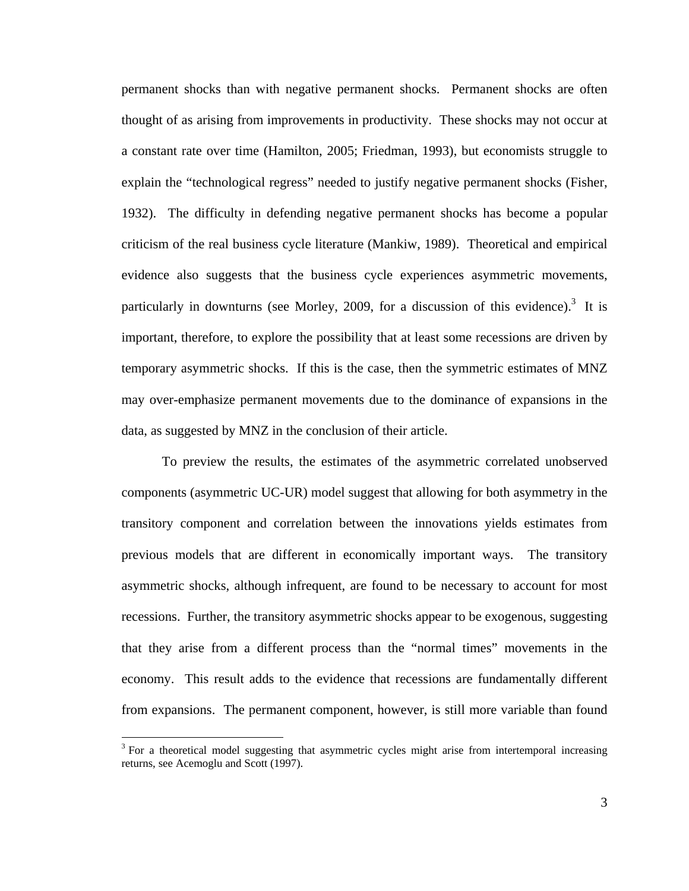permanent shocks than with negative permanent shocks. Permanent shocks are often thought of as arising from improvements in productivity. These shocks may not occur at a constant rate over time (Hamilton, 2005; Friedman, 1993), but economists struggle to explain the "technological regress" needed to justify negative permanent shocks (Fisher, 1932). The difficulty in defending negative permanent shocks has become a popular criticism of the real business cycle literature (Mankiw, 1989). Theoretical and empirical evidence also suggests that the business cycle experiences asymmetric movements, particularly in downturns (see Morley, 2009, for a discussion of this evidence).[3] It is important, therefore, to explore the possibility that at least some recessions are driven by temporary asymmetric shocks. If this is the case, then the symmetric estimates of MNZ may over-emphasize permanent movements due to the dominance of expansions in the data, as suggested by MNZ in the conclusion of their article.

To preview the results, the estimates of the asymmetric correlated unobserved components (asymmetric UC-UR) model suggest that allowing for both asymmetry in the transitory component and correlation between the innovations yields estimates from previous models that are different in economically important ways. The transitory asymmetric shocks, although infrequent, are found to be necessary to account for most recessions. Further, the transitory asymmetric shocks appear to be exogenous, suggesting that they arise from a different process than the "normal times" movements in the economy. This result adds to the evidence that recessions are fundamentally different from expansions. The permanent component, however, is still more variable than found

[3] For a theoretical model suggesting that asymmetric cycles might arise from intertemporal increasing returns, see Acemoglu and Scott (1997).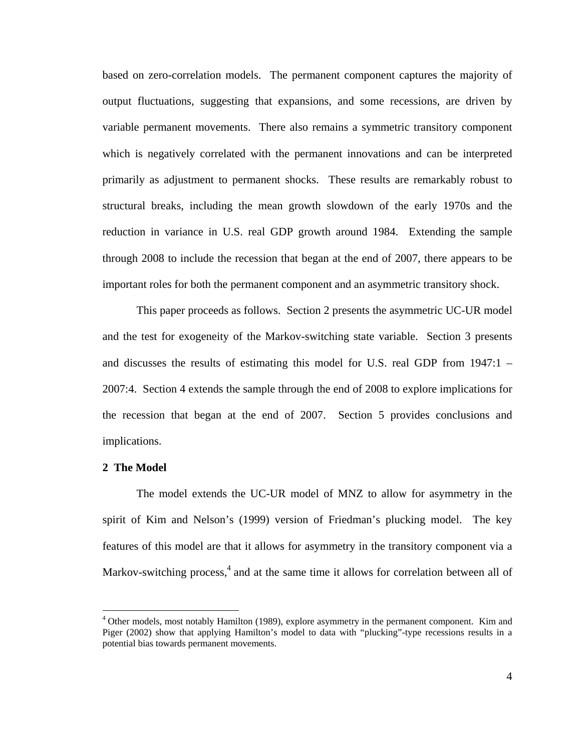based on zero-correlation models. The permanent component captures the majority of output fluctuations, suggesting that expansions, and some recessions, are driven by variable permanent movements. There also remains a symmetric transitory component which is negatively correlated with the permanent innovations and can be interpreted primarily as adjustment to permanent shocks. These results are remarkably robust to structural breaks, including the mean growth slowdown of the early 1970s and the reduction in variance in U.S. real GDP growth around 1984. Extending the sample through 2008 to include the recession that began at the end of 2007, there appears to be important roles for both the permanent component and an asymmetric transitory shock.

This paper proceeds as follows. Section 2 presents the asymmetric UC-UR model and the test for exogeneity of the Markov-switching state variable. Section 3 presents and discusses the results of estimating this model for U.S. real GDP from 1947:1 – 2007:4. Section 4 extends the sample through the end of 2008 to explore implications for the recession that began at the end of 2007. Section 5 provides conclusions and implications.

## 2 The Model

The model extends the UC-UR model of MNZ to allow for asymmetry in the spirit of Kim and Nelson's (1999) version of Friedman's plucking model. The key features of this model are that it allows for asymmetry in the transitory component via a Markov-switching process,[4] and at the same time it allows for correlation between all of

[4] Other models, most notably Hamilton (1989), explore asymmetry in the permanent component. Kim and Piger (2002) show that applying Hamilton's model to data with "plucking"-type recessions results in a potential bias towards permanent movements.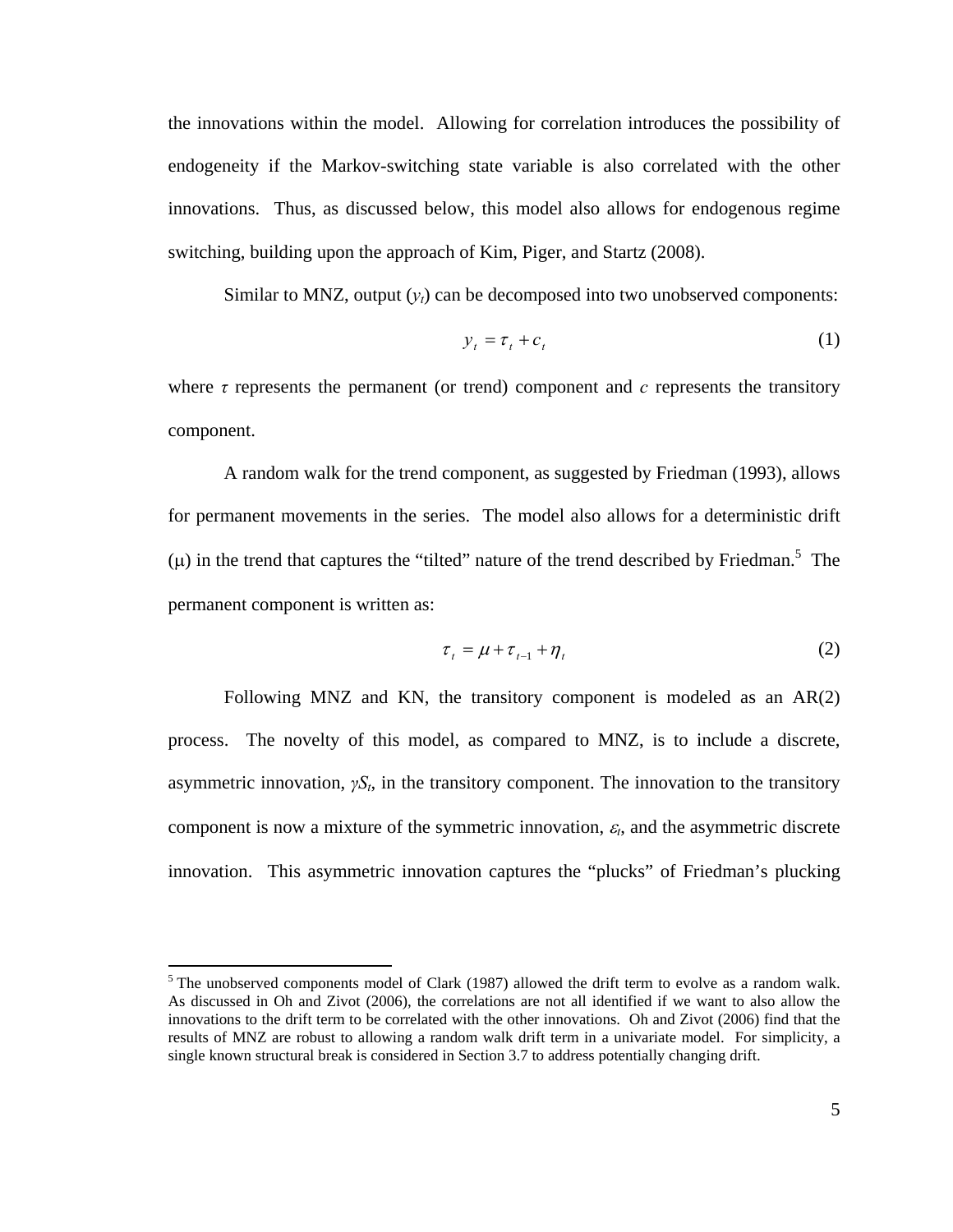the innovations within the model. Allowing for correlation introduces the possibility of endogeneity if the Markov-switching state variable is also correlated with the other innovations. Thus, as discussed below, this model also allows for endogenous regime switching, building upon the approach of Kim, Piger, and Startz (2008).

Similar to MNZ, output ($y_t$) can be decomposed into two unobserved components:

$$y_t = \tau_t + c_t \tag{1}$$

where $\tau$ represents the permanent (or trend) component and $c$ represents the transitory component.

A random walk for the trend component, as suggested by Friedman (1993), allows for permanent movements in the series. The model also allows for a deterministic drift ($\mu$) in the trend that captures the "tilted" nature of the trend described by Friedman.[5] The permanent component is written as:

$$\tau_t = \mu + \tau_{t-1} + \eta_t \tag{2}$$

Following MNZ and KN, the transitory component is modeled as an AR(2) process. The novelty of this model, as compared to MNZ, is to include a discrete, asymmetric innovation, $\gamma S_t$, in the transitory component. The innovation to the transitory component is now a mixture of the symmetric innovation, $\varepsilon_t$, and the asymmetric discrete innovation. This asymmetric innovation captures the "plucks" of Friedman's plucking

[5] The unobserved components model of Clark (1987) allowed the drift term to evolve as a random walk. As discussed in Oh and Zivot (2006), the correlations are not all identified if we want to also allow the innovations to the drift term to be correlated with the other innovations. Oh and Zivot (2006) find that the results of MNZ are robust to allowing a random walk drift term in a univariate model. For simplicity, a single known structural break is considered in Section 3.7 to address potentially changing drift.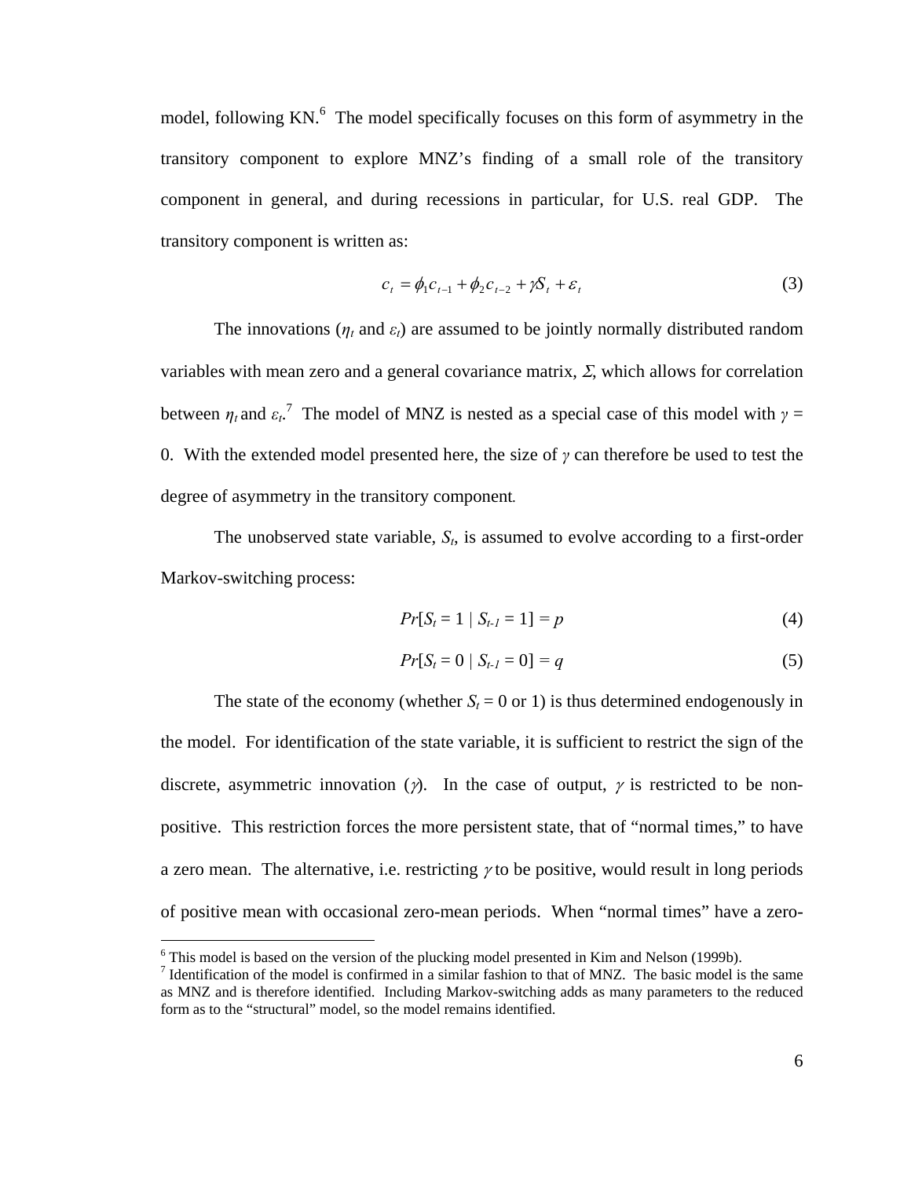model, following KN.[6] The model specifically focuses on this form of asymmetry in the transitory component to explore MNZ's finding of a small role of the transitory component in general, and during recessions in particular, for U.S. real GDP. The transitory component is written as:

$$c_t = \phi_1 c_{t-1} + \phi_2 c_{t-2} + \gamma S_t + \varepsilon_t \tag{3}$$

The innovations ($\eta_t$ and $\varepsilon_t$) are assumed to be jointly normally distributed random variables with mean zero and a general covariance matrix, $\Sigma$, which allows for correlation between $\eta_t$ and $\varepsilon_t$.[7] The model of MNZ is nested as a special case of this model with $\gamma = 0$. With the extended model presented here, the size of $\gamma$ can therefore be used to test the degree of asymmetry in the transitory component.

The unobserved state variable, $S_t$, is assumed to evolve according to a first-order Markov-switching process:

$$Pr[S_t = 1 \mid S_{t-1} = 1] = p \tag{4}$$

$$Pr[S_t = 0 \mid S_{t-1} = 0] = q \tag{5}$$

The state of the economy (whether $S_t = 0$ or 1) is thus determined endogenously in the model. For identification of the state variable, it is sufficient to restrict the sign of the discrete, asymmetric innovation ($\gamma$). In the case of output, $\gamma$ is restricted to be non-positive. This restriction forces the more persistent state, that of "normal times," to have a zero mean. The alternative, i.e. restricting $\gamma$ to be positive, would result in long periods of positive mean with occasional zero-mean periods. When "normal times" have a zero-

---

[6] This model is based on the version of the plucking model presented in Kim and Nelson (1999b).

[7] Identification of the model is confirmed in a similar fashion to that of MNZ. The basic model is the same as MNZ and is therefore identified. Including Markov-switching adds as many parameters to the reduced form as to the "structural" model, so the model remains identified.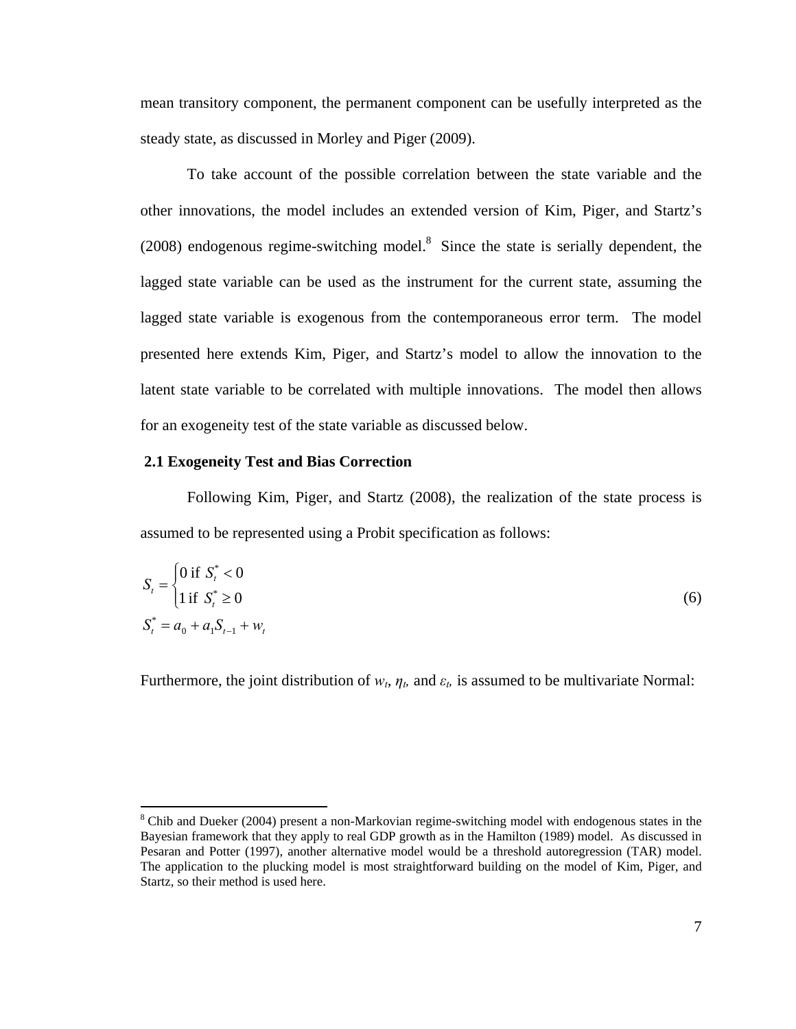mean transitory component, the permanent component can be usefully interpreted as the steady state, as discussed in Morley and Piger (2009).

To take account of the possible correlation between the state variable and the other innovations, the model includes an extended version of Kim, Piger, and Startz's (2008) endogenous regime-switching model.[8] Since the state is serially dependent, the lagged state variable can be used as the instrument for the current state, assuming the lagged state variable is exogenous from the contemporaneous error term. The model presented here extends Kim, Piger, and Startz's model to allow the innovation to the latent state variable to be correlated with multiple innovations. The model then allows for an exogeneity test of the state variable as discussed below.

### 2.1 Exogeneity Test and Bias Correction

Following Kim, Piger, and Startz (2008), the realization of the state process is assumed to be represented using a Probit specification as follows:

$$
S_t = \begin{cases} 0 \text{ if } S_t^* < 0 \\ 1 \text{ if } S_t^* \geq 0 \end{cases}
$$
$$
S_t^* = a_0 + a_1 S_{t-1} + w_t \tag{6}
$$

Furthermore, the joint distribution of $w_t$, $\eta_t$, and $\varepsilon_t$ is assumed to be multivariate Normal:

---

[8] Chib and Dueker (2004) present a non-Markovian regime-switching model with endogenous states in the Bayesian framework that they apply to real GDP growth as in the Hamilton (1989) model. As discussed in Pesaran and Potter (1997), another alternative model would be a threshold autoregression (TAR) model. The application to the plucking model is most straightforward building on the model of Kim, Piger, and Startz, so their method is used here.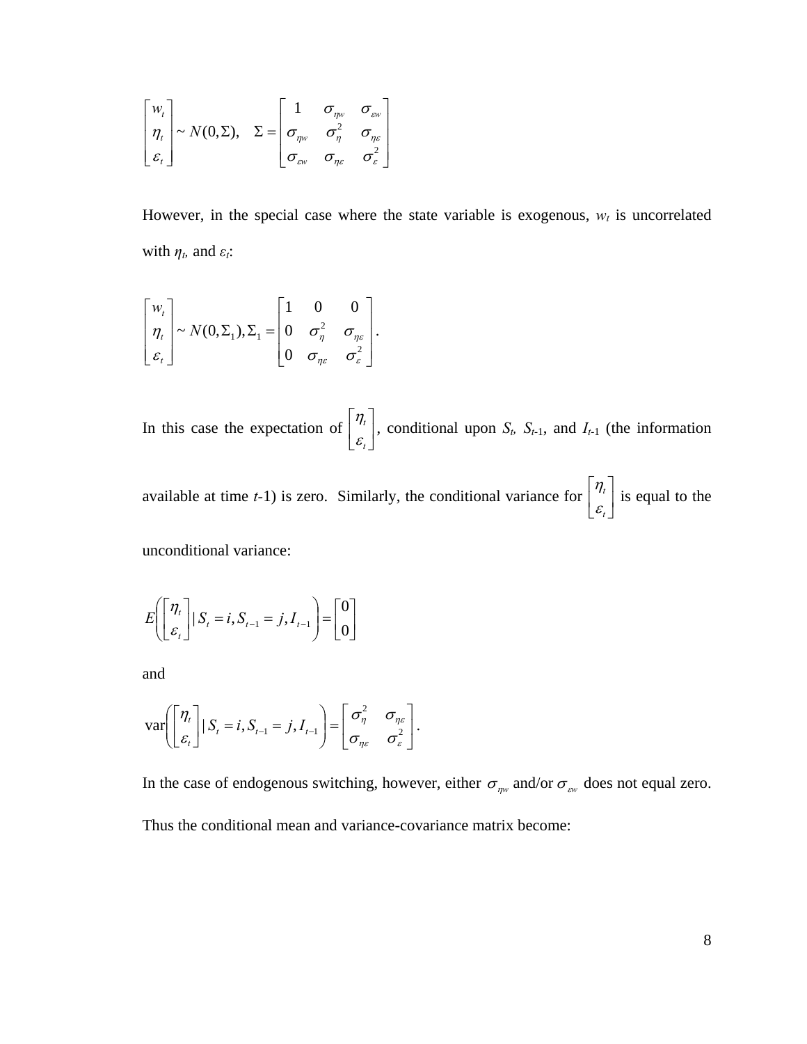$$\begin{bmatrix} w_t \\ \eta_t \\ \varepsilon_t \end{bmatrix} \sim N(0,\Sigma), \quad \Sigma = \begin{bmatrix} 1 & \sigma_{\eta w} & \sigma_{\varepsilon w} \\ \sigma_{\eta w} & \sigma_{\eta}^2 & \sigma_{\eta\varepsilon} \\ \sigma_{\varepsilon w} & \sigma_{\eta\varepsilon} & \sigma_{\varepsilon}^2 \end{bmatrix}$$

However, in the special case where the state variable is exogenous, $w_t$ is uncorrelated with $\eta_t$, and $\varepsilon_t$:

$$\begin{bmatrix} w_t \\ \eta_t \\ \varepsilon_t \end{bmatrix} \sim N(0,\Sigma_1), \Sigma_1 = \begin{bmatrix} 1 & 0 & 0 \\ 0 & \sigma_{\eta}^2 & \sigma_{\eta\varepsilon} \\ 0 & \sigma_{\eta\varepsilon} & \sigma_{\varepsilon}^2 \end{bmatrix}.$$

In this case the expectation of $\begin{bmatrix} \eta_t \\ \varepsilon_t \end{bmatrix}$, conditional upon $S_t$, $S_{t-1}$, and $I_{t-1}$ (the information available at time $t$-1) is zero. Similarly, the conditional variance for $\begin{bmatrix} \eta_t \\ \varepsilon_t \end{bmatrix}$ is equal to the unconditional variance:

$$E\left( \begin{bmatrix} \eta_t \\ \varepsilon_t \end{bmatrix} | \, S_t = i, S_{t-1} = j, I_{t-1} \right) = \begin{bmatrix} 0 \\ 0 \end{bmatrix}$$

and

$$\text{var}\left( \begin{bmatrix} \eta_t \\ \varepsilon_t \end{bmatrix} | \, S_t = i, S_{t-1} = j, I_{t-1} \right) = \begin{bmatrix} \sigma_{\eta}^2 & \sigma_{\eta\varepsilon} \\ \sigma_{\eta\varepsilon} & \sigma_{\varepsilon}^2 \end{bmatrix}.$$

In the case of endogenous switching, however, either $\sigma_{\eta w}$ and/or $\sigma_{\varepsilon w}$ does not equal zero. Thus the conditional mean and variance-covariance matrix become: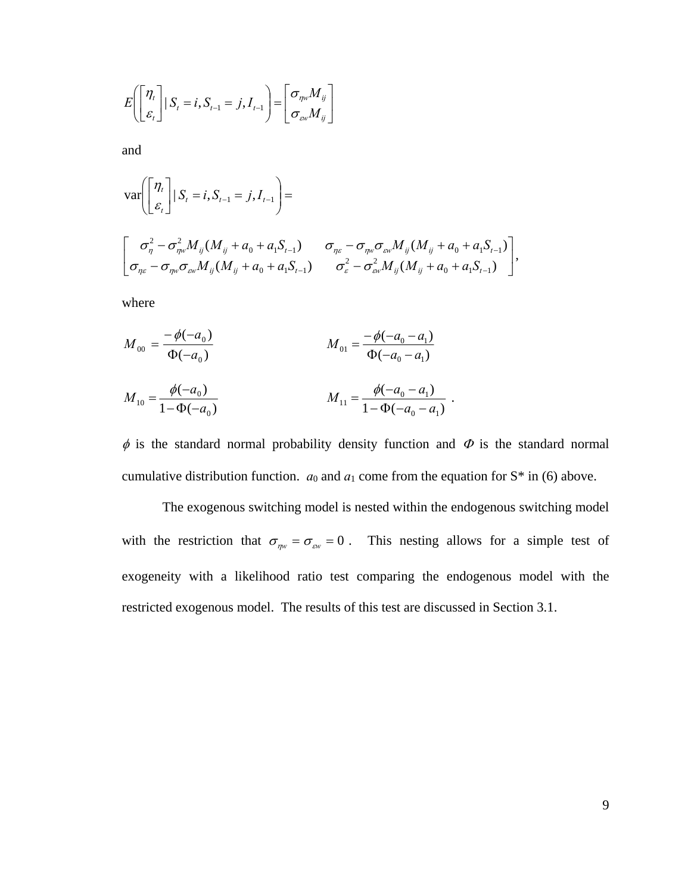$$E\left(\begin{bmatrix}\eta_t \\ \varepsilon_t\end{bmatrix} | S_t = i, S_{t-1} = j, I_{t-1}\right) = \begin{bmatrix}\sigma_{\eta w} M_{ij} \\ \sigma_{\varepsilon w} M_{ij}\end{bmatrix}$$

and

$$\text{var}\left(\begin{bmatrix}\eta_t \\ \varepsilon_t\end{bmatrix} | S_t = i, S_{t-1} = j, I_{t-1}\right) =$$

$$\begin{bmatrix}\sigma_\eta^2 - \sigma_{\eta w}^2 M_{ij}(M_{ij} + a_0 + a_1 S_{t-1}) & \sigma_{\eta\varepsilon} - \sigma_{\eta w}\sigma_{\varepsilon w} M_{ij}(M_{ij} + a_0 + a_1 S_{t-1}) \\ \sigma_{\eta\varepsilon} - \sigma_{\eta w}\sigma_{\varepsilon w} M_{ij}(M_{ij} + a_0 + a_1 S_{t-1}) & \sigma_\varepsilon^2 - \sigma_{\varepsilon w}^2 M_{ij}(M_{ij} + a_0 + a_1 S_{t-1})\end{bmatrix},$$

where

$$M_{00} = \frac{-\phi(-a_0)}{\Phi(-a_0)} \qquad\qquad M_{01} = \frac{-\phi(-a_0 - a_1)}{\Phi(-a_0 - a_1)}$$

$$M_{10} = \frac{\phi(-a_0)}{1 - \Phi(-a_0)} \qquad\qquad M_{11} = \frac{\phi(-a_0 - a_1)}{1 - \Phi(-a_0 - a_1)} \ .$$

$\phi$ is the standard normal probability density function and $\Phi$ is the standard normal cumulative distribution function. $a_0$ and $a_1$ come from the equation for S* in (6) above.

The exogenous switching model is nested within the endogenous switching model with the restriction that $\sigma_{\eta w} = \sigma_{\varepsilon w} = 0$ . This nesting allows for a simple test of exogeneity with a likelihood ratio test comparing the endogenous model with the restricted exogenous model. The results of this test are discussed in Section 3.1.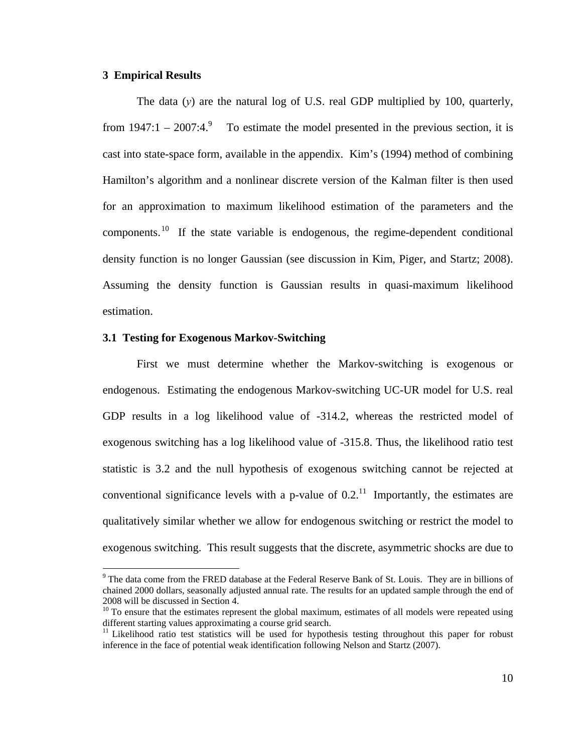## 3 Empirical Results

The data ($y$) are the natural log of U.S. real GDP multiplied by 100, quarterly, from 1947:1 – 2007:4.[9] To estimate the model presented in the previous section, it is cast into state-space form, available in the appendix. Kim's (1994) method of combining Hamilton's algorithm and a nonlinear discrete version of the Kalman filter is then used for an approximation to maximum likelihood estimation of the parameters and the components.[10] If the state variable is endogenous, the regime-dependent conditional density function is no longer Gaussian (see discussion in Kim, Piger, and Startz; 2008). Assuming the density function is Gaussian results in quasi-maximum likelihood estimation.

### 3.1 Testing for Exogenous Markov-Switching

First we must determine whether the Markov-switching is exogenous or endogenous. Estimating the endogenous Markov-switching UC-UR model for U.S. real GDP results in a log likelihood value of -314.2, whereas the restricted model of exogenous switching has a log likelihood value of -315.8. Thus, the likelihood ratio test statistic is 3.2 and the null hypothesis of exogenous switching cannot be rejected at conventional significance levels with a p-value of 0.2.[11] Importantly, the estimates are qualitatively similar whether we allow for endogenous switching or restrict the model to exogenous switching. This result suggests that the discrete, asymmetric shocks are due to

---

[9] The data come from the FRED database at the Federal Reserve Bank of St. Louis. They are in billions of chained 2000 dollars, seasonally adjusted annual rate. The results for an updated sample through the end of 2008 will be discussed in Section 4.

[10] To ensure that the estimates represent the global maximum, estimates of all models were repeated using different starting values approximating a course grid search.

[11] Likelihood ratio test statistics will be used for hypothesis testing throughout this paper for robust inference in the face of potential weak identification following Nelson and Startz (2007).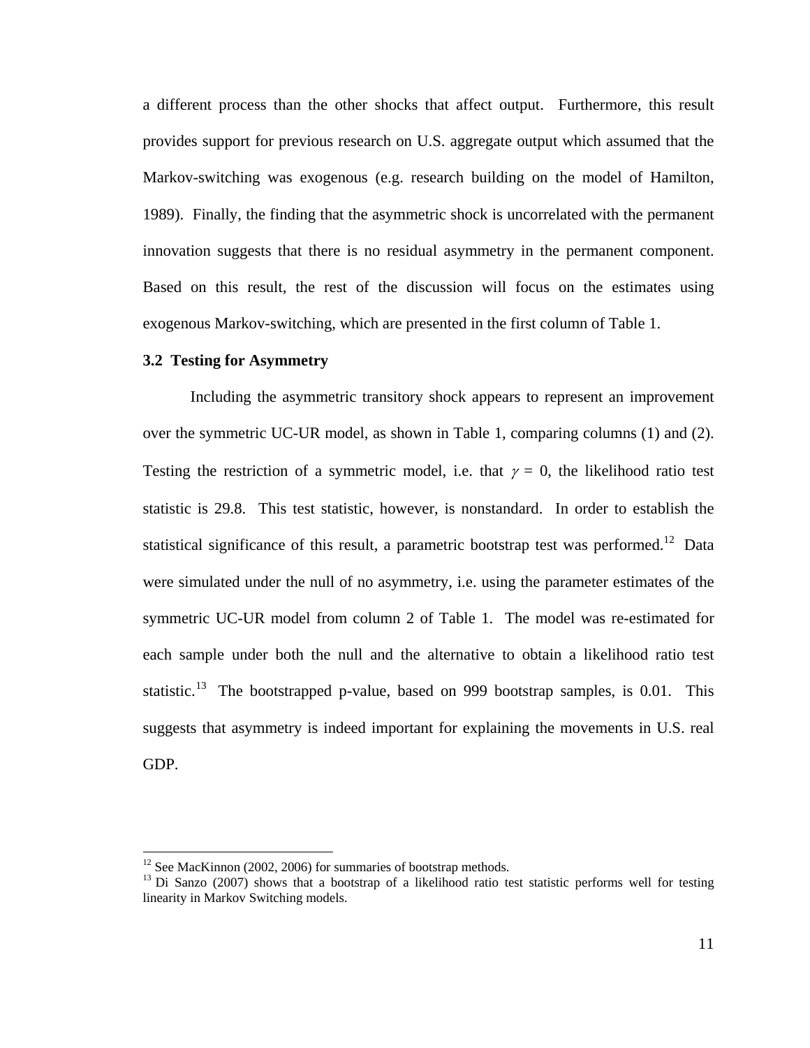a different process than the other shocks that affect output. Furthermore, this result provides support for previous research on U.S. aggregate output which assumed that the Markov-switching was exogenous (e.g. research building on the model of Hamilton, 1989). Finally, the finding that the asymmetric shock is uncorrelated with the permanent innovation suggests that there is no residual asymmetry in the permanent component. Based on this result, the rest of the discussion will focus on the estimates using exogenous Markov-switching, which are presented in the first column of Table 1.

### 3.2 Testing for Asymmetry

Including the asymmetric transitory shock appears to represent an improvement over the symmetric UC-UR model, as shown in Table 1, comparing columns (1) and (2). Testing the restriction of a symmetric model, i.e. that $\gamma = 0$, the likelihood ratio test statistic is 29.8. This test statistic, however, is nonstandard. In order to establish the statistical significance of this result, a parametric bootstrap test was performed.[12] Data were simulated under the null of no asymmetry, i.e. using the parameter estimates of the symmetric UC-UR model from column 2 of Table 1. The model was re-estimated for each sample under both the null and the alternative to obtain a likelihood ratio test statistic.[13] The bootstrapped p-value, based on 999 bootstrap samples, is 0.01. This suggests that asymmetry is indeed important for explaining the movements in U.S. real GDP.

---

[12] See MacKinnon (2002, 2006) for summaries of bootstrap methods.

[13] Di Sanzo (2007) shows that a bootstrap of a likelihood ratio test statistic performs well for testing linearity in Markov Switching models.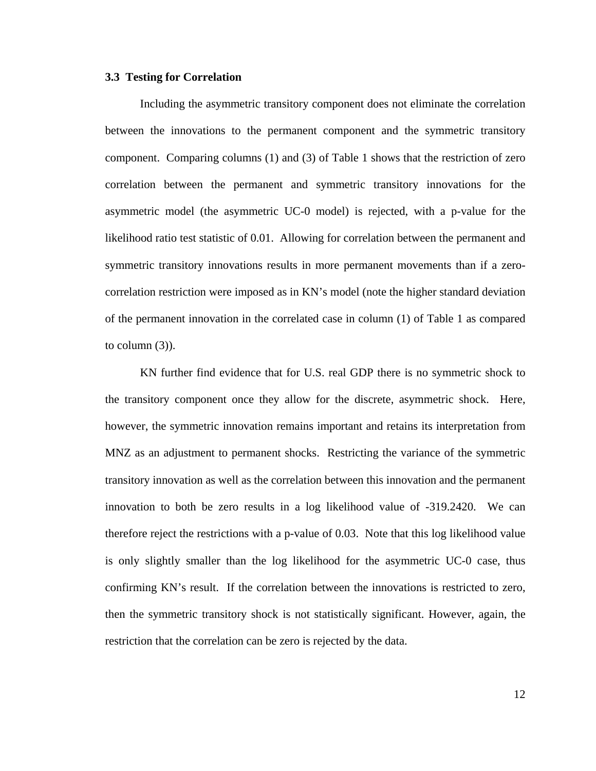### 3.3 Testing for Correlation

Including the asymmetric transitory component does not eliminate the correlation between the innovations to the permanent component and the symmetric transitory component. Comparing columns (1) and (3) of Table 1 shows that the restriction of zero correlation between the permanent and symmetric transitory innovations for the asymmetric model (the asymmetric UC-0 model) is rejected, with a p-value for the likelihood ratio test statistic of 0.01. Allowing for correlation between the permanent and symmetric transitory innovations results in more permanent movements than if a zero-correlation restriction were imposed as in KN's model (note the higher standard deviation of the permanent innovation in the correlated case in column (1) of Table 1 as compared to column (3)).

KN further find evidence that for U.S. real GDP there is no symmetric shock to the transitory component once they allow for the discrete, asymmetric shock. Here, however, the symmetric innovation remains important and retains its interpretation from MNZ as an adjustment to permanent shocks. Restricting the variance of the symmetric transitory innovation as well as the correlation between this innovation and the permanent innovation to both be zero results in a log likelihood value of -319.2420. We can therefore reject the restrictions with a p-value of 0.03. Note that this log likelihood value is only slightly smaller than the log likelihood for the asymmetric UC-0 case, thus confirming KN's result. If the correlation between the innovations is restricted to zero, then the symmetric transitory shock is not statistically significant. However, again, the restriction that the correlation can be zero is rejected by the data.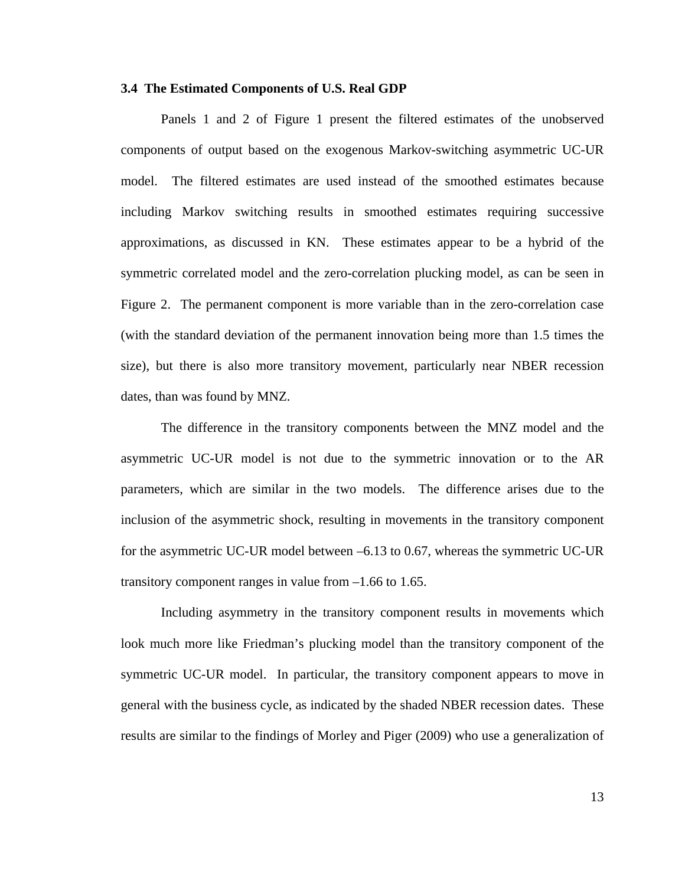### 3.4 The Estimated Components of U.S. Real GDP

Panels 1 and 2 of Figure 1 present the filtered estimates of the unobserved components of output based on the exogenous Markov-switching asymmetric UC-UR model. The filtered estimates are used instead of the smoothed estimates because including Markov switching results in smoothed estimates requiring successive approximations, as discussed in KN. These estimates appear to be a hybrid of the symmetric correlated model and the zero-correlation plucking model, as can be seen in Figure 2. The permanent component is more variable than in the zero-correlation case (with the standard deviation of the permanent innovation being more than 1.5 times the size), but there is also more transitory movement, particularly near NBER recession dates, than was found by MNZ.

The difference in the transitory components between the MNZ model and the asymmetric UC-UR model is not due to the symmetric innovation or to the AR parameters, which are similar in the two models. The difference arises due to the inclusion of the asymmetric shock, resulting in movements in the transitory component for the asymmetric UC-UR model between –6.13 to 0.67, whereas the symmetric UC-UR transitory component ranges in value from –1.66 to 1.65.

Including asymmetry in the transitory component results in movements which look much more like Friedman's plucking model than the transitory component of the symmetric UC-UR model. In particular, the transitory component appears to move in general with the business cycle, as indicated by the shaded NBER recession dates. These results are similar to the findings of Morley and Piger (2009) who use a generalization of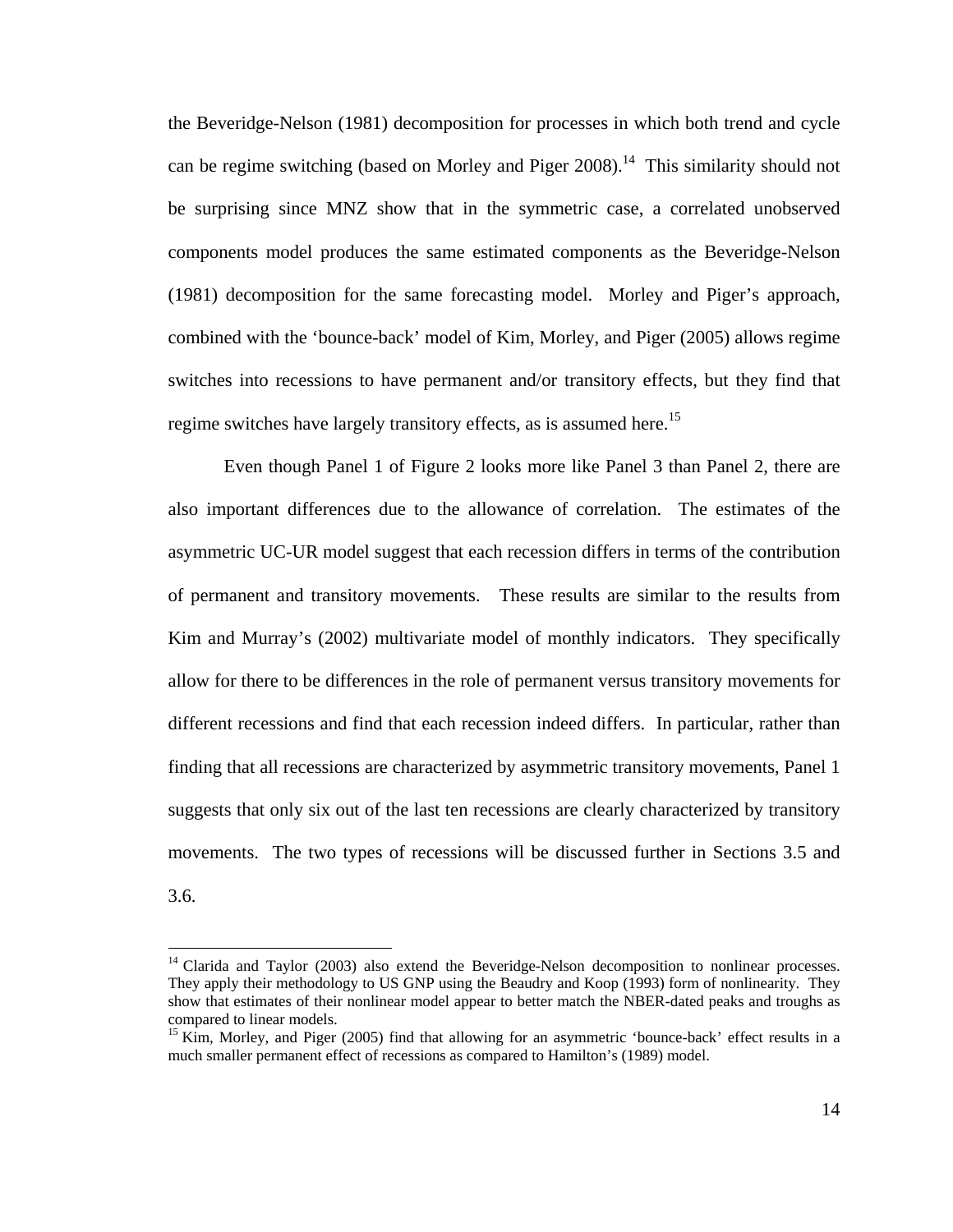the Beveridge-Nelson (1981) decomposition for processes in which both trend and cycle can be regime switching (based on Morley and Piger 2008).[14] This similarity should not be surprising since MNZ show that in the symmetric case, a correlated unobserved components model produces the same estimated components as the Beveridge-Nelson (1981) decomposition for the same forecasting model. Morley and Piger's approach, combined with the 'bounce-back' model of Kim, Morley, and Piger (2005) allows regime switches into recessions to have permanent and/or transitory effects, but they find that regime switches have largely transitory effects, as is assumed here.[15]

Even though Panel 1 of Figure 2 looks more like Panel 3 than Panel 2, there are also important differences due to the allowance of correlation. The estimates of the asymmetric UC-UR model suggest that each recession differs in terms of the contribution of permanent and transitory movements. These results are similar to the results from Kim and Murray's (2002) multivariate model of monthly indicators. They specifically allow for there to be differences in the role of permanent versus transitory movements for different recessions and find that each recession indeed differs. In particular, rather than finding that all recessions are characterized by asymmetric transitory movements, Panel 1 suggests that only six out of the last ten recessions are clearly characterized by transitory movements. The two types of recessions will be discussed further in Sections 3.5 and 3.6.

[14] Clarida and Taylor (2003) also extend the Beveridge-Nelson decomposition to nonlinear processes. They apply their methodology to US GNP using the Beaudry and Koop (1993) form of nonlinearity. They show that estimates of their nonlinear model appear to better match the NBER-dated peaks and troughs as compared to linear models.

[15] Kim, Morley, and Piger (2005) find that allowing for an asymmetric 'bounce-back' effect results in a much smaller permanent effect of recessions as compared to Hamilton's (1989) model.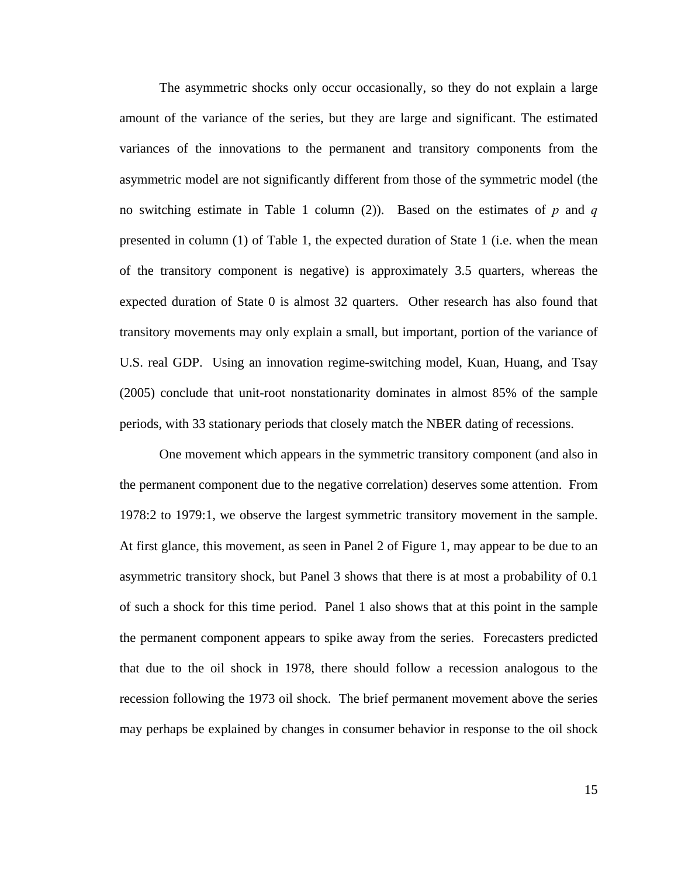The asymmetric shocks only occur occasionally, so they do not explain a large amount of the variance of the series, but they are large and significant. The estimated variances of the innovations to the permanent and transitory components from the asymmetric model are not significantly different from those of the symmetric model (the no switching estimate in Table 1 column (2)). Based on the estimates of $p$ and $q$ presented in column (1) of Table 1, the expected duration of State 1 (i.e. when the mean of the transitory component is negative) is approximately 3.5 quarters, whereas the expected duration of State 0 is almost 32 quarters. Other research has also found that transitory movements may only explain a small, but important, portion of the variance of U.S. real GDP. Using an innovation regime-switching model, Kuan, Huang, and Tsay (2005) conclude that unit-root nonstationarity dominates in almost 85% of the sample periods, with 33 stationary periods that closely match the NBER dating of recessions.

One movement which appears in the symmetric transitory component (and also in the permanent component due to the negative correlation) deserves some attention. From 1978:2 to 1979:1, we observe the largest symmetric transitory movement in the sample. At first glance, this movement, as seen in Panel 2 of Figure 1, may appear to be due to an asymmetric transitory shock, but Panel 3 shows that there is at most a probability of 0.1 of such a shock for this time period. Panel 1 also shows that at this point in the sample the permanent component appears to spike away from the series. Forecasters predicted that due to the oil shock in 1978, there should follow a recession analogous to the recession following the 1973 oil shock. The brief permanent movement above the series may perhaps be explained by changes in consumer behavior in response to the oil shock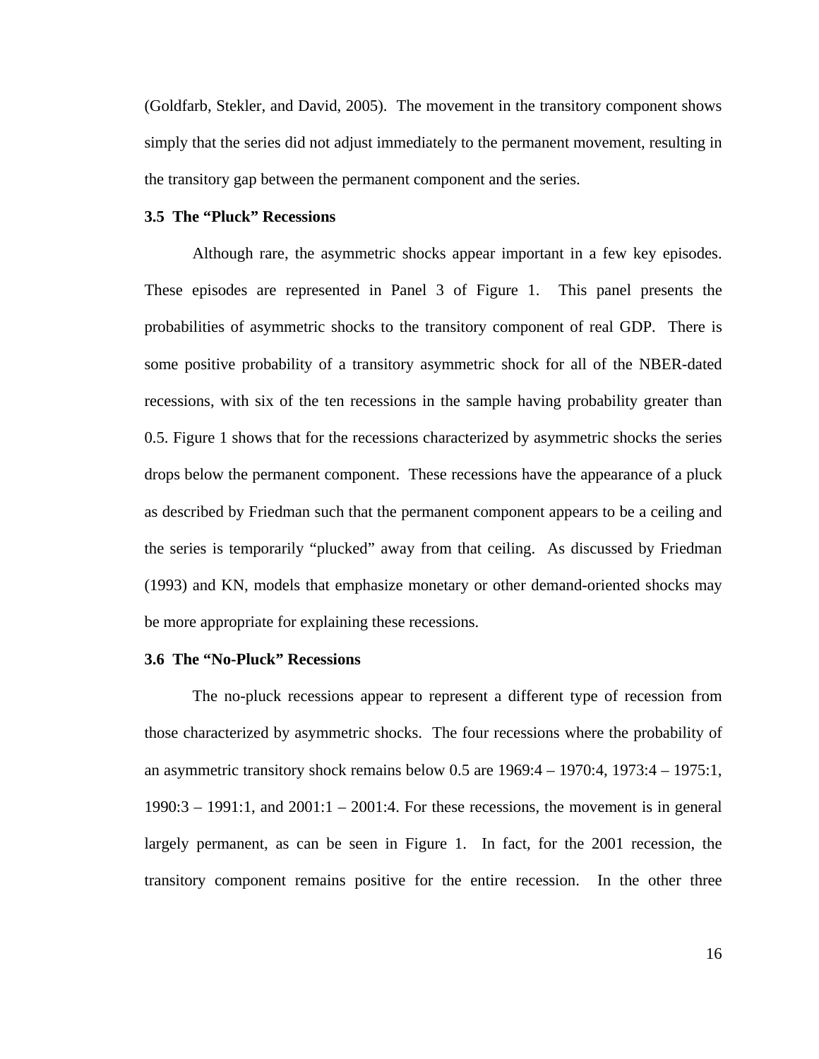(Goldfarb, Stekler, and David, 2005). The movement in the transitory component shows simply that the series did not adjust immediately to the permanent movement, resulting in the transitory gap between the permanent component and the series.

### 3.5 The "Pluck" Recessions

Although rare, the asymmetric shocks appear important in a few key episodes. These episodes are represented in Panel 3 of Figure 1. This panel presents the probabilities of asymmetric shocks to the transitory component of real GDP. There is some positive probability of a transitory asymmetric shock for all of the NBER-dated recessions, with six of the ten recessions in the sample having probability greater than 0.5. Figure 1 shows that for the recessions characterized by asymmetric shocks the series drops below the permanent component. These recessions have the appearance of a pluck as described by Friedman such that the permanent component appears to be a ceiling and the series is temporarily "plucked" away from that ceiling. As discussed by Friedman (1993) and KN, models that emphasize monetary or other demand-oriented shocks may be more appropriate for explaining these recessions.

### 3.6 The "No-Pluck" Recessions

The no-pluck recessions appear to represent a different type of recession from those characterized by asymmetric shocks. The four recessions where the probability of an asymmetric transitory shock remains below 0.5 are 1969:4 – 1970:4, 1973:4 – 1975:1, 1990:3 – 1991:1, and 2001:1 – 2001:4. For these recessions, the movement is in general largely permanent, as can be seen in Figure 1. In fact, for the 2001 recession, the transitory component remains positive for the entire recession. In the other three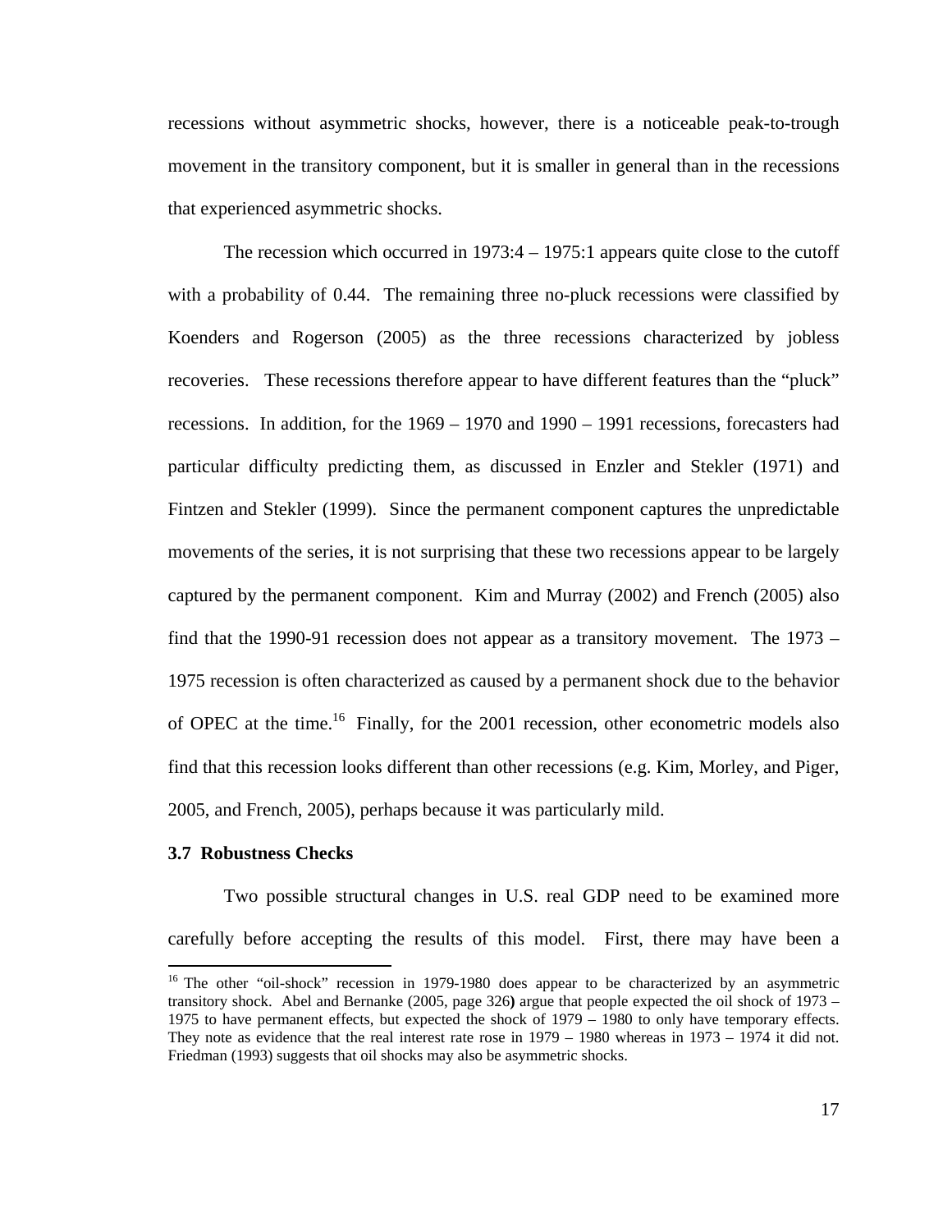recessions without asymmetric shocks, however, there is a noticeable peak-to-trough movement in the transitory component, but it is smaller in general than in the recessions that experienced asymmetric shocks.

The recession which occurred in 1973:4 – 1975:1 appears quite close to the cutoff with a probability of 0.44. The remaining three no-pluck recessions were classified by Koenders and Rogerson (2005) as the three recessions characterized by jobless recoveries. These recessions therefore appear to have different features than the "pluck" recessions. In addition, for the 1969 – 1970 and 1990 – 1991 recessions, forecasters had particular difficulty predicting them, as discussed in Enzler and Stekler (1971) and Fintzen and Stekler (1999). Since the permanent component captures the unpredictable movements of the series, it is not surprising that these two recessions appear to be largely captured by the permanent component. Kim and Murray (2002) and French (2005) also find that the 1990-91 recession does not appear as a transitory movement. The 1973 – 1975 recession is often characterized as caused by a permanent shock due to the behavior of OPEC at the time.[16] Finally, for the 2001 recession, other econometric models also find that this recession looks different than other recessions (e.g. Kim, Morley, and Piger, 2005, and French, 2005), perhaps because it was particularly mild.

### 3.7 Robustness Checks

Two possible structural changes in U.S. real GDP need to be examined more carefully before accepting the results of this model. First, there may have been a

[16] The other "oil-shock" recession in 1979-1980 does appear to be characterized by an asymmetric transitory shock. Abel and Bernanke (2005, page 326) argue that people expected the oil shock of 1973 – 1975 to have permanent effects, but expected the shock of 1979 – 1980 to only have temporary effects. They note as evidence that the real interest rate rose in 1979 – 1980 whereas in 1973 – 1974 it did not. Friedman (1993) suggests that oil shocks may also be asymmetric shocks.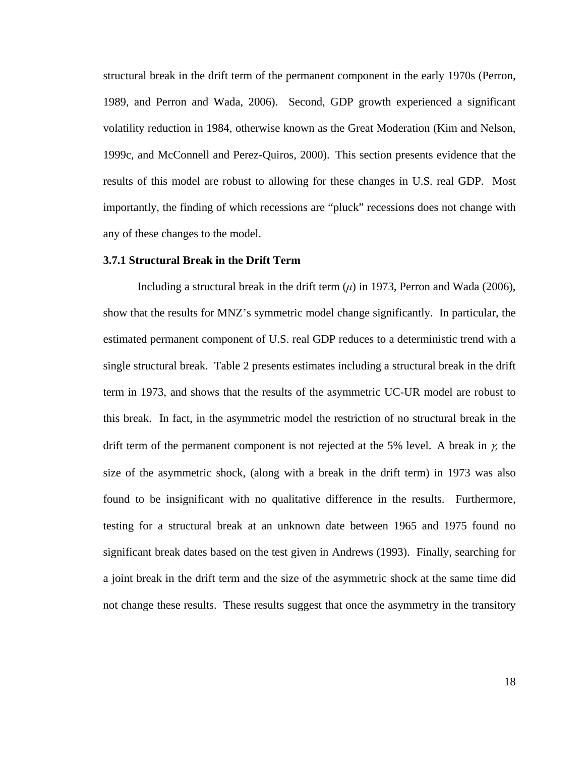structural break in the drift term of the permanent component in the early 1970s (Perron, 1989, and Perron and Wada, 2006). Second, GDP growth experienced a significant volatility reduction in 1984, otherwise known as the Great Moderation (Kim and Nelson, 1999c, and McConnell and Perez-Quiros, 2000). This section presents evidence that the results of this model are robust to allowing for these changes in U.S. real GDP. Most importantly, the finding of which recessions are "pluck" recessions does not change with any of these changes to the model.

### 3.7.1 Structural Break in the Drift Term

Including a structural break in the drift term ($\mu$) in 1973, Perron and Wada (2006), show that the results for MNZ's symmetric model change significantly. In particular, the estimated permanent component of U.S. real GDP reduces to a deterministic trend with a single structural break. Table 2 presents estimates including a structural break in the drift term in 1973, and shows that the results of the asymmetric UC-UR model are robust to this break. In fact, in the asymmetric model the restriction of no structural break in the drift term of the permanent component is not rejected at the 5% level. A break in $\gamma$, the size of the asymmetric shock, (along with a break in the drift term) in 1973 was also found to be insignificant with no qualitative difference in the results. Furthermore, testing for a structural break at an unknown date between 1965 and 1975 found no significant break dates based on the test given in Andrews (1993). Finally, searching for a joint break in the drift term and the size of the asymmetric shock at the same time did not change these results. These results suggest that once the asymmetry in the transitory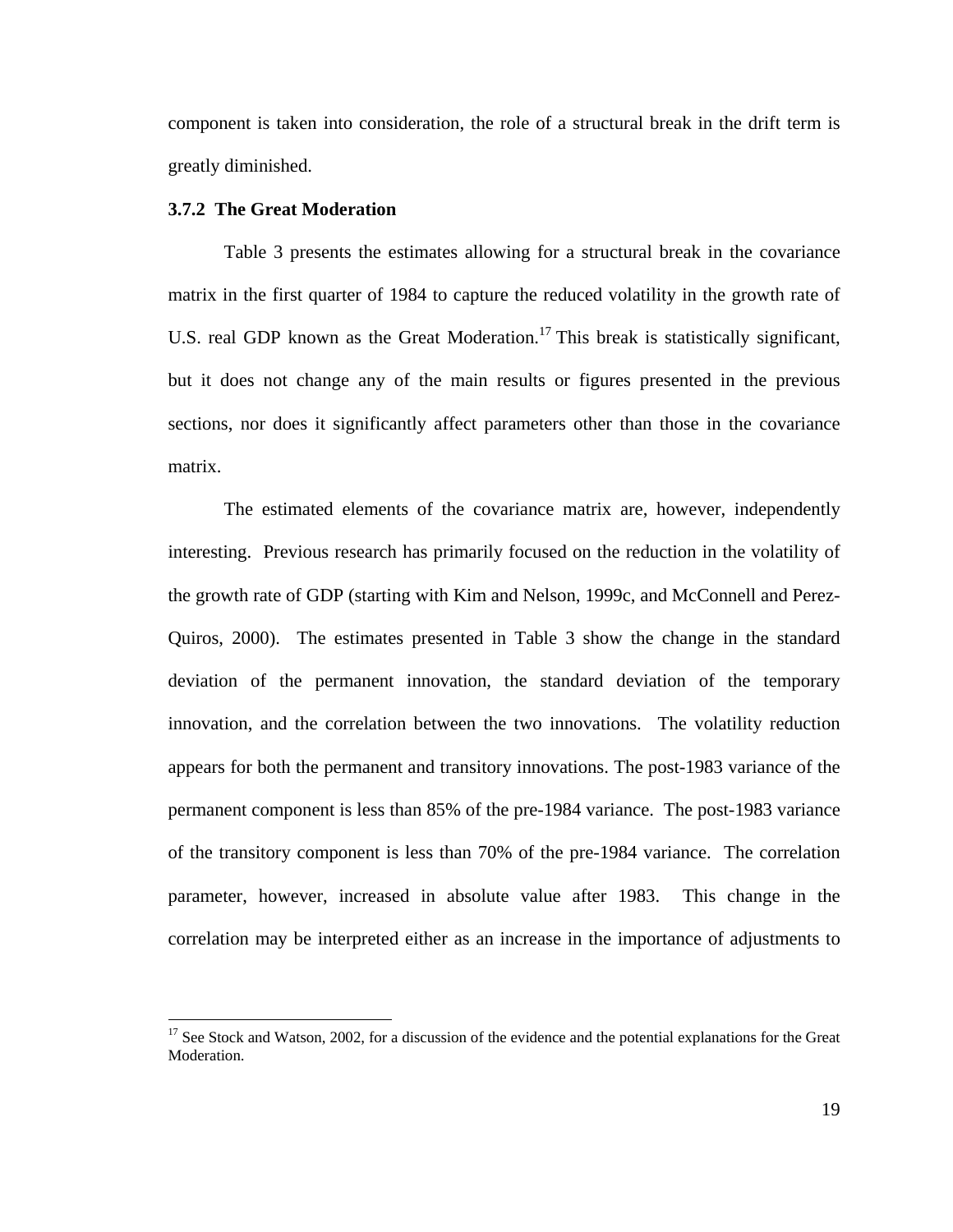component is taken into consideration, the role of a structural break in the drift term is greatly diminished.

### 3.7.2 The Great Moderation

Table 3 presents the estimates allowing for a structural break in the covariance matrix in the first quarter of 1984 to capture the reduced volatility in the growth rate of U.S. real GDP known as the Great Moderation.[17] This break is statistically significant, but it does not change any of the main results or figures presented in the previous sections, nor does it significantly affect parameters other than those in the covariance matrix.

The estimated elements of the covariance matrix are, however, independently interesting. Previous research has primarily focused on the reduction in the volatility of the growth rate of GDP (starting with Kim and Nelson, 1999c, and McConnell and Perez-Quiros, 2000). The estimates presented in Table 3 show the change in the standard deviation of the permanent innovation, the standard deviation of the temporary innovation, and the correlation between the two innovations. The volatility reduction appears for both the permanent and transitory innovations. The post-1983 variance of the permanent component is less than 85% of the pre-1984 variance. The post-1983 variance of the transitory component is less than 70% of the pre-1984 variance. The correlation parameter, however, increased in absolute value after 1983. This change in the correlation may be interpreted either as an increase in the importance of adjustments to

[17] See Stock and Watson, 2002, for a discussion of the evidence and the potential explanations for the Great Moderation.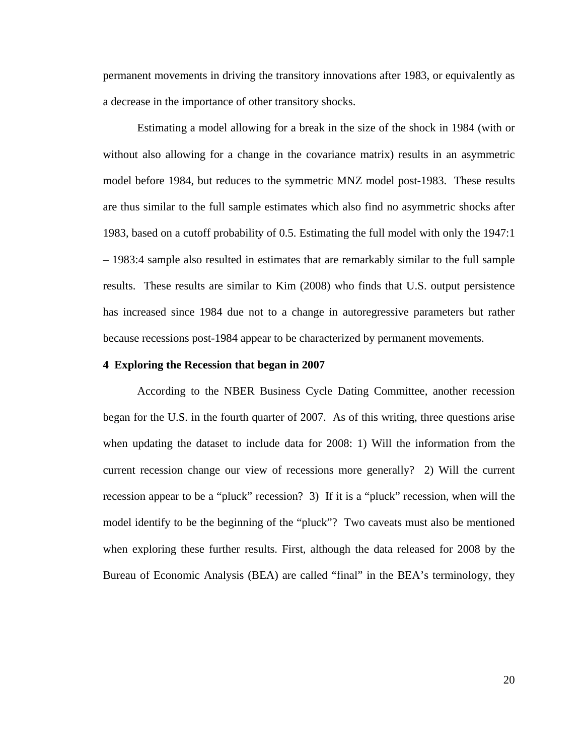permanent movements in driving the transitory innovations after 1983, or equivalently as a decrease in the importance of other transitory shocks.

Estimating a model allowing for a break in the size of the shock in 1984 (with or without also allowing for a change in the covariance matrix) results in an asymmetric model before 1984, but reduces to the symmetric MNZ model post-1983. These results are thus similar to the full sample estimates which also find no asymmetric shocks after 1983, based on a cutoff probability of 0.5. Estimating the full model with only the 1947:1 – 1983:4 sample also resulted in estimates that are remarkably similar to the full sample results. These results are similar to Kim (2008) who finds that U.S. output persistence has increased since 1984 due not to a change in autoregressive parameters but rather because recessions post-1984 appear to be characterized by permanent movements.

## 4 Exploring the Recession that began in 2007

According to the NBER Business Cycle Dating Committee, another recession began for the U.S. in the fourth quarter of 2007. As of this writing, three questions arise when updating the dataset to include data for 2008: 1) Will the information from the current recession change our view of recessions more generally? 2) Will the current recession appear to be a "pluck" recession? 3) If it is a "pluck" recession, when will the model identify to be the beginning of the "pluck"? Two caveats must also be mentioned when exploring these further results. First, although the data released for 2008 by the Bureau of Economic Analysis (BEA) are called "final" in the BEA's terminology, they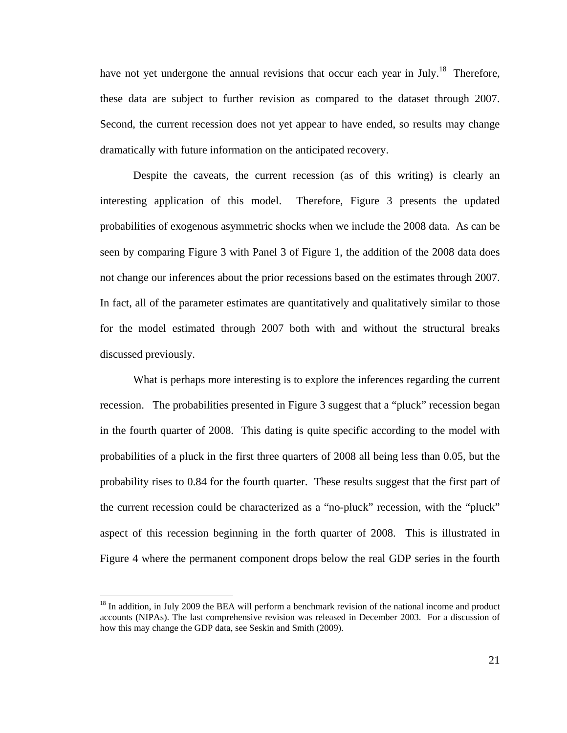have not yet undergone the annual revisions that occur each year in July.[18] Therefore, these data are subject to further revision as compared to the dataset through 2007. Second, the current recession does not yet appear to have ended, so results may change dramatically with future information on the anticipated recovery.

Despite the caveats, the current recession (as of this writing) is clearly an interesting application of this model. Therefore, Figure 3 presents the updated probabilities of exogenous asymmetric shocks when we include the 2008 data. As can be seen by comparing Figure 3 with Panel 3 of Figure 1, the addition of the 2008 data does not change our inferences about the prior recessions based on the estimates through 2007. In fact, all of the parameter estimates are quantitatively and qualitatively similar to those for the model estimated through 2007 both with and without the structural breaks discussed previously.

What is perhaps more interesting is to explore the inferences regarding the current recession. The probabilities presented in Figure 3 suggest that a "pluck" recession began in the fourth quarter of 2008. This dating is quite specific according to the model with probabilities of a pluck in the first three quarters of 2008 all being less than 0.05, but the probability rises to 0.84 for the fourth quarter. These results suggest that the first part of the current recession could be characterized as a "no-pluck" recession, with the "pluck" aspect of this recession beginning in the forth quarter of 2008. This is illustrated in Figure 4 where the permanent component drops below the real GDP series in the fourth

[18] In addition, in July 2009 the BEA will perform a benchmark revision of the national income and product accounts (NIPAs). The last comprehensive revision was released in December 2003. For a discussion of how this may change the GDP data, see Seskin and Smith (2009).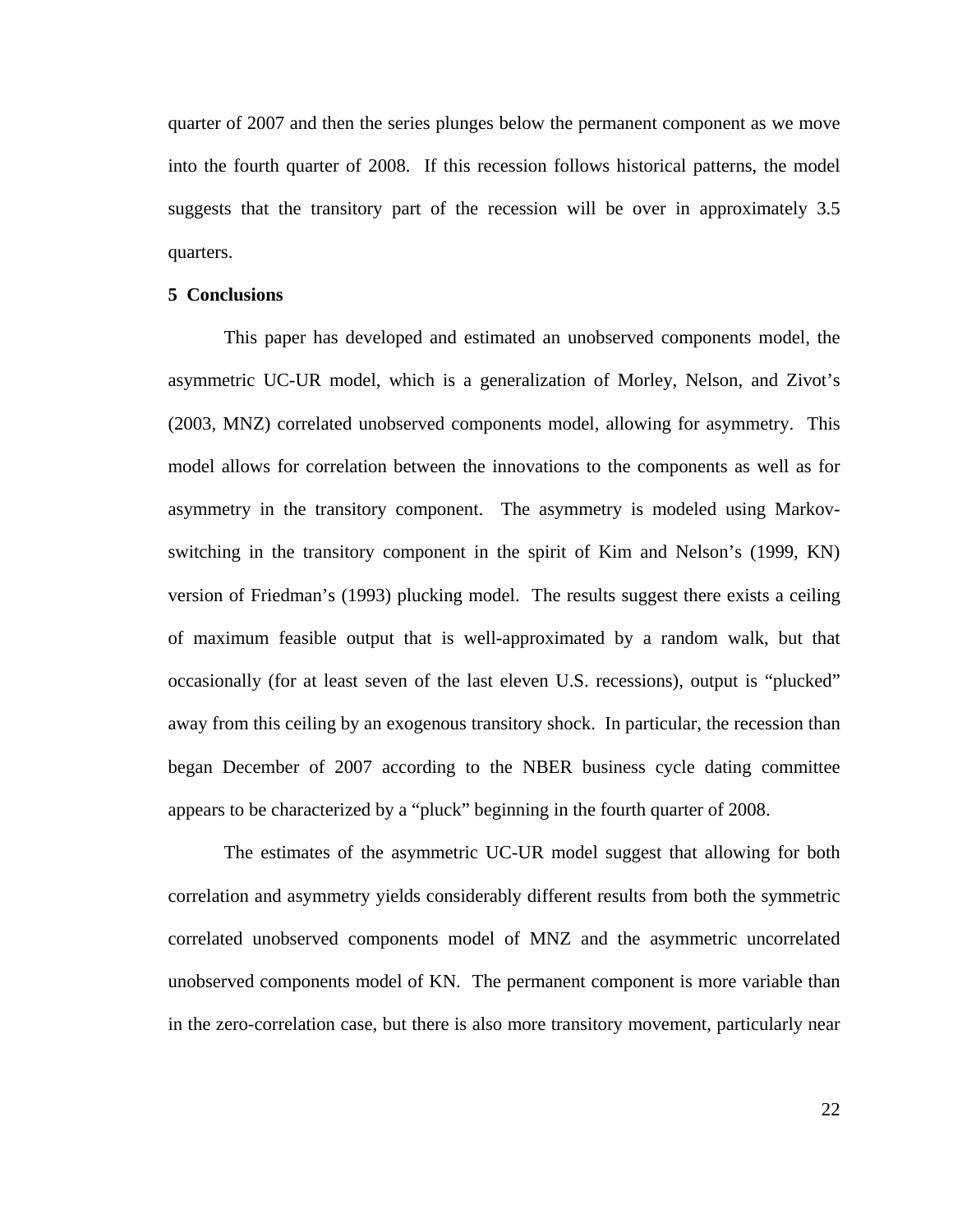quarter of 2007 and then the series plunges below the permanent component as we move into the fourth quarter of 2008. If this recession follows historical patterns, the model suggests that the transitory part of the recession will be over in approximately 3.5 quarters.

## 5 Conclusions

This paper has developed and estimated an unobserved components model, the asymmetric UC-UR model, which is a generalization of Morley, Nelson, and Zivot's (2003, MNZ) correlated unobserved components model, allowing for asymmetry. This model allows for correlation between the innovations to the components as well as for asymmetry in the transitory component. The asymmetry is modeled using Markov-switching in the transitory component in the spirit of Kim and Nelson's (1999, KN) version of Friedman's (1993) plucking model. The results suggest there exists a ceiling of maximum feasible output that is well-approximated by a random walk, but that occasionally (for at least seven of the last eleven U.S. recessions), output is "plucked" away from this ceiling by an exogenous transitory shock. In particular, the recession than began December of 2007 according to the NBER business cycle dating committee appears to be characterized by a "pluck" beginning in the fourth quarter of 2008.

The estimates of the asymmetric UC-UR model suggest that allowing for both correlation and asymmetry yields considerably different results from both the symmetric correlated unobserved components model of MNZ and the asymmetric uncorrelated unobserved components model of KN. The permanent component is more variable than in the zero-correlation case, but there is also more transitory movement, particularly near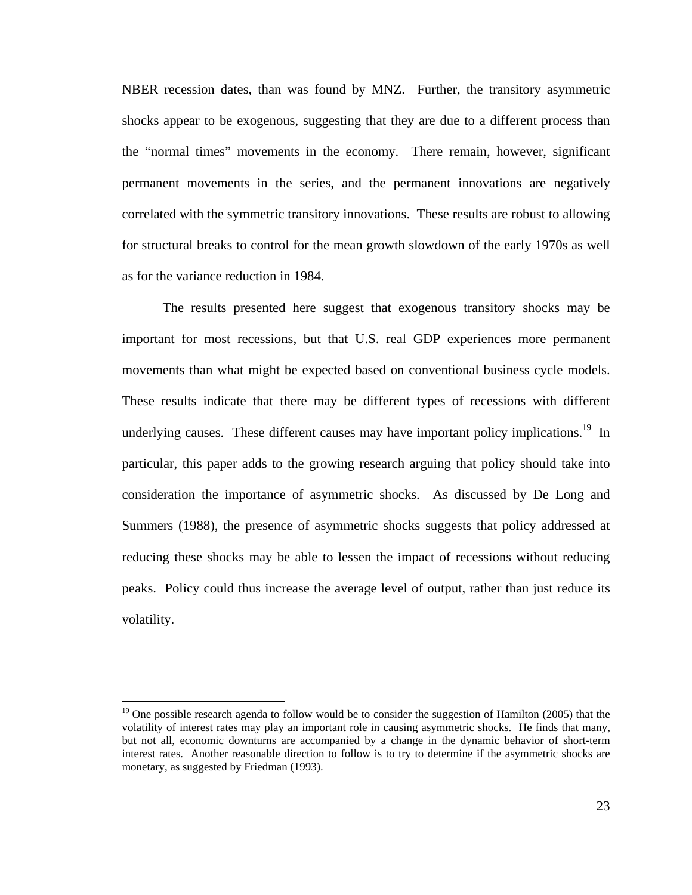NBER recession dates, than was found by MNZ. Further, the transitory asymmetric shocks appear to be exogenous, suggesting that they are due to a different process than the "normal times" movements in the economy. There remain, however, significant permanent movements in the series, and the permanent innovations are negatively correlated with the symmetric transitory innovations. These results are robust to allowing for structural breaks to control for the mean growth slowdown of the early 1970s as well as for the variance reduction in 1984.

The results presented here suggest that exogenous transitory shocks may be important for most recessions, but that U.S. real GDP experiences more permanent movements than what might be expected based on conventional business cycle models. These results indicate that there may be different types of recessions with different underlying causes. These different causes may have important policy implications.[19] In particular, this paper adds to the growing research arguing that policy should take into consideration the importance of asymmetric shocks. As discussed by De Long and Summers (1988), the presence of asymmetric shocks suggests that policy addressed at reducing these shocks may be able to lessen the impact of recessions without reducing peaks. Policy could thus increase the average level of output, rather than just reduce its volatility.

---

[19] One possible research agenda to follow would be to consider the suggestion of Hamilton (2005) that the volatility of interest rates may play an important role in causing asymmetric shocks. He finds that many, but not all, economic downturns are accompanied by a change in the dynamic behavior of short-term interest rates. Another reasonable direction to follow is to try to determine if the asymmetric shocks are monetary, as suggested by Friedman (1993).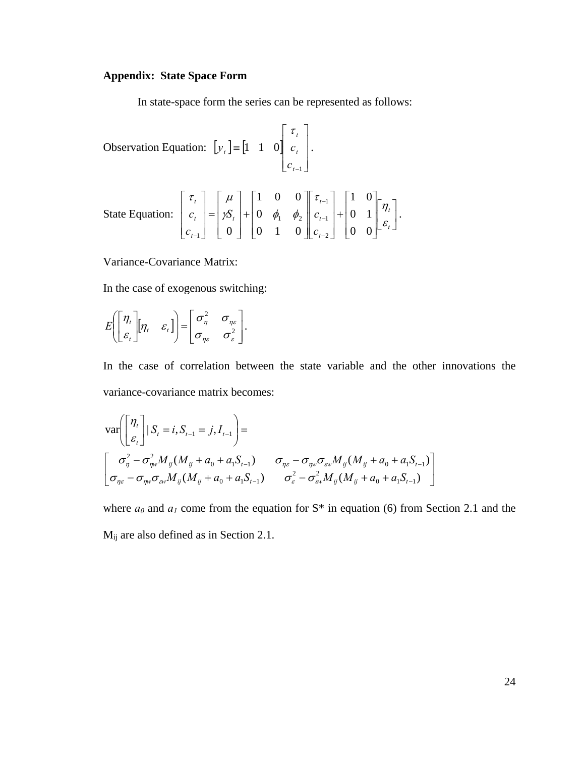**Appendix: State Space Form**

In state-space form the series can be represented as follows:

Observation Equation: $\begin{bmatrix} y_t \end{bmatrix} \equiv \begin{bmatrix} 1 & 1 & 0 \end{bmatrix} \begin{bmatrix} \tau_t \\ c_t \\ c_{t-1} \end{bmatrix}.$

State Equation: $\begin{bmatrix} \tau_t \\ c_t \\ c_{t-1} \end{bmatrix} = \begin{bmatrix} \mu \\ \gamma S_t \\ 0 \end{bmatrix} + \begin{bmatrix} 1 & 0 & 0 \\ 0 & \phi_1 & \phi_2 \\ 0 & 1 & 0 \end{bmatrix} \begin{bmatrix} \tau_{t-1} \\ c_{t-1} \\ c_{t-2} \end{bmatrix} + \begin{bmatrix} 1 & 0 \\ 0 & 1 \\ 0 & 0 \end{bmatrix} \begin{bmatrix} \eta_t \\ \varepsilon_t \end{bmatrix}.$

Variance-Covariance Matrix:

In the case of exogenous switching:

$$E\left( \begin{bmatrix} \eta_t \\ \varepsilon_t \end{bmatrix} \begin{bmatrix} \eta_t & \varepsilon_t \end{bmatrix} \right) = \begin{bmatrix} \sigma_\eta^2 & \sigma_{\eta\varepsilon} \\ \sigma_{\eta\varepsilon} & \sigma_\varepsilon^2 \end{bmatrix}.$$

In the case of correlation between the state variable and the other innovations the variance-covariance matrix becomes:

$$\text{var}\left( \begin{bmatrix} \eta_t \\ \varepsilon_t \end{bmatrix} \mid S_t = i, S_{t-1} = j, I_{t-1} \right) =$$

$$\begin{bmatrix} \sigma_\eta^2 - \sigma_{\eta w}^2 M_{ij}(M_{ij} + a_0 + a_1 S_{t-1}) & \sigma_{\eta\varepsilon} - \sigma_{\eta w}\sigma_{\varepsilon w} M_{ij}(M_{ij} + a_0 + a_1 S_{t-1}) \\ \sigma_{\eta\varepsilon} - \sigma_{\eta w}\sigma_{\varepsilon w} M_{ij}(M_{ij} + a_0 + a_1 S_{t-1}) & \sigma_\varepsilon^2 - \sigma_{\varepsilon w}^2 M_{ij}(M_{ij} + a_0 + a_1 S_{t-1}) \end{bmatrix}$$

where $a_0$ and $a_1$ come from the equation for S* in equation (6) from Section 2.1 and the $M_{ij}$ are also defined as in Section 2.1.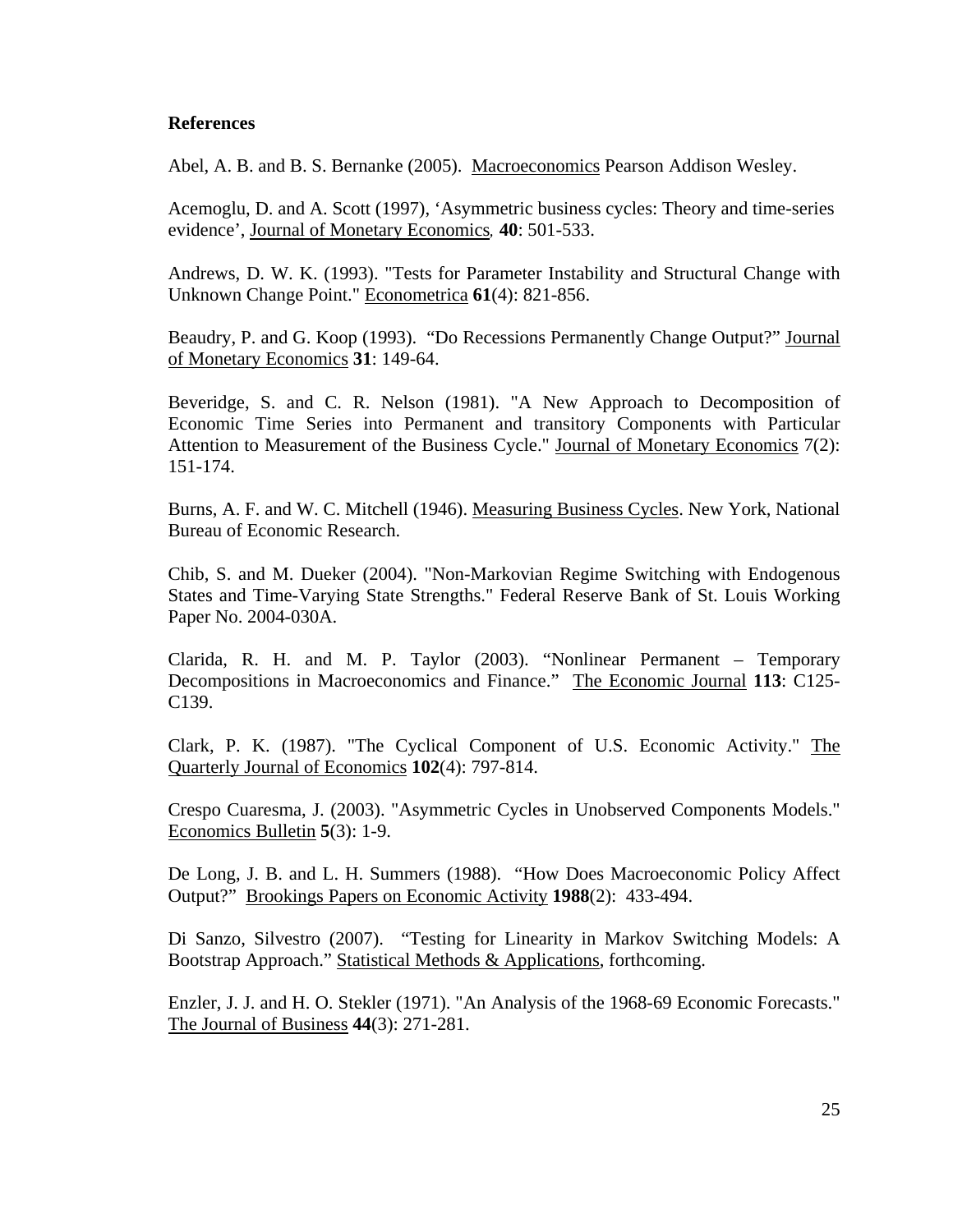**References**

Abel, A. B. and B. S. Bernanke (2005). Macroeconomics Pearson Addison Wesley.

Acemoglu, D. and A. Scott (1997), 'Asymmetric business cycles: Theory and time-series evidence', Journal of Monetary Economics, **40**: 501-533.

Andrews, D. W. K. (1993). "Tests for Parameter Instability and Structural Change with Unknown Change Point." Econometrica **61**(4): 821-856.

Beaudry, P. and G. Koop (1993). "Do Recessions Permanently Change Output?" Journal of Monetary Economics **31**: 149-64.

Beveridge, S. and C. R. Nelson (1981). "A New Approach to Decomposition of Economic Time Series into Permanent and transitory Components with Particular Attention to Measurement of the Business Cycle." Journal of Monetary Economics 7(2): 151-174.

Burns, A. F. and W. C. Mitchell (1946). Measuring Business Cycles. New York, National Bureau of Economic Research.

Chib, S. and M. Dueker (2004). "Non-Markovian Regime Switching with Endogenous States and Time-Varying State Strengths." Federal Reserve Bank of St. Louis Working Paper No. 2004-030A.

Clarida, R. H. and M. P. Taylor (2003). "Nonlinear Permanent – Temporary Decompositions in Macroeconomics and Finance." The Economic Journal **113**: C125-C139.

Clark, P. K. (1987). "The Cyclical Component of U.S. Economic Activity." The Quarterly Journal of Economics **102**(4): 797-814.

Crespo Cuaresma, J. (2003). "Asymmetric Cycles in Unobserved Components Models." Economics Bulletin **5**(3): 1-9.

De Long, J. B. and L. H. Summers (1988). "How Does Macroeconomic Policy Affect Output?" Brookings Papers on Economic Activity **1988**(2): 433-494.

Di Sanzo, Silvestro (2007). "Testing for Linearity in Markov Switching Models: A Bootstrap Approach." Statistical Methods & Applications, forthcoming.

Enzler, J. J. and H. O. Stekler (1971). "An Analysis of the 1968-69 Economic Forecasts." The Journal of Business **44**(3): 271-281.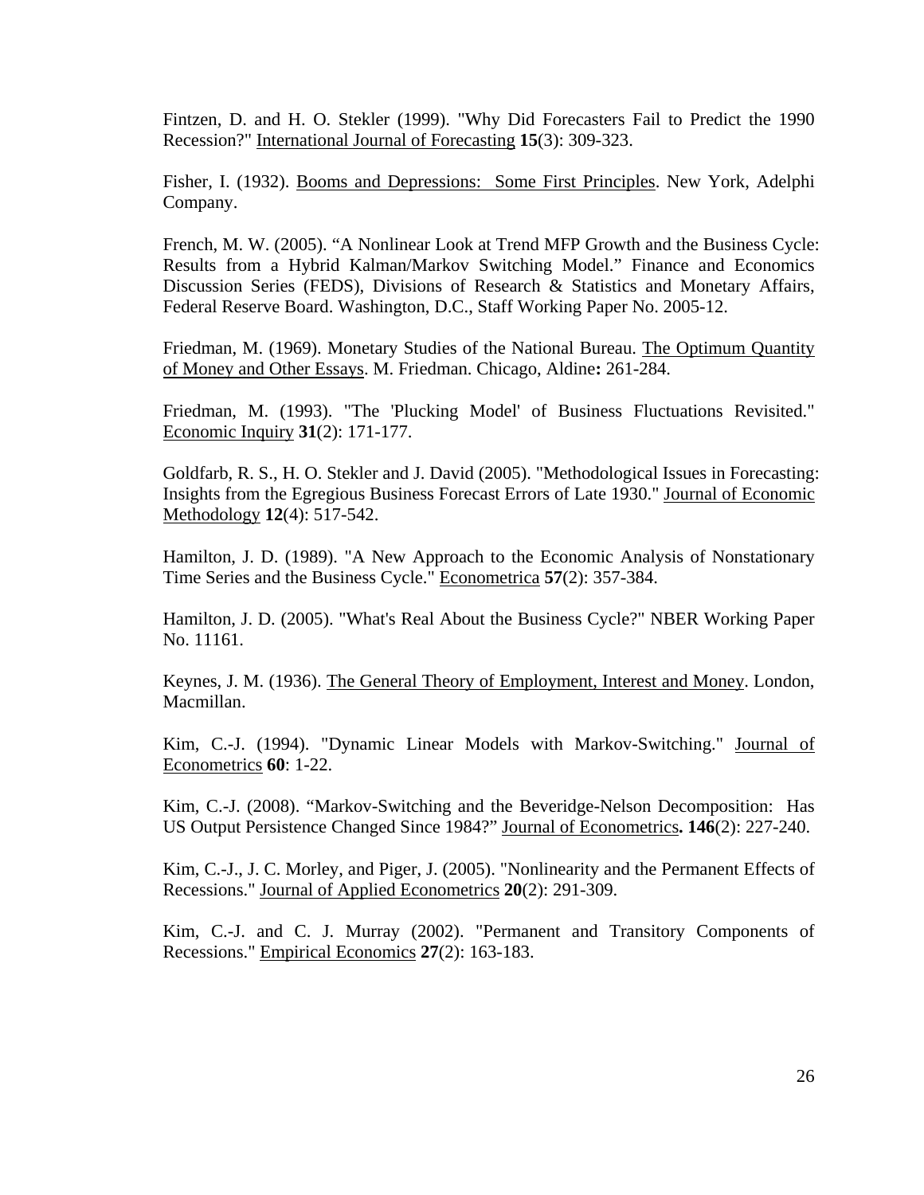Fintzen, D. and H. O. Stekler (1999). "Why Did Forecasters Fail to Predict the 1990 Recession?" International Journal of Forecasting **15**(3): 309-323.

Fisher, I. (1932). Booms and Depressions: Some First Principles. New York, Adelphi Company.

French, M. W. (2005). "A Nonlinear Look at Trend MFP Growth and the Business Cycle: Results from a Hybrid Kalman/Markov Switching Model." Finance and Economics Discussion Series (FEDS), Divisions of Research & Statistics and Monetary Affairs, Federal Reserve Board. Washington, D.C., Staff Working Paper No. 2005-12.

Friedman, M. (1969). Monetary Studies of the National Bureau. The Optimum Quantity of Money and Other Essays. M. Friedman. Chicago, Aldine**:** 261-284.

Friedman, M. (1993). "The 'Plucking Model' of Business Fluctuations Revisited." Economic Inquiry **31**(2): 171-177.

Goldfarb, R. S., H. O. Stekler and J. David (2005). "Methodological Issues in Forecasting: Insights from the Egregious Business Forecast Errors of Late 1930." Journal of Economic Methodology **12**(4): 517-542.

Hamilton, J. D. (1989). "A New Approach to the Economic Analysis of Nonstationary Time Series and the Business Cycle." Econometrica **57**(2): 357-384.

Hamilton, J. D. (2005). "What's Real About the Business Cycle?" NBER Working Paper No. 11161.

Keynes, J. M. (1936). The General Theory of Employment, Interest and Money. London, Macmillan.

Kim, C.-J. (1994). "Dynamic Linear Models with Markov-Switching." Journal of Econometrics **60**: 1-22.

Kim, C.-J. (2008). "Markov-Switching and the Beveridge-Nelson Decomposition: Has US Output Persistence Changed Since 1984?" Journal of Econometrics**. 146**(2): 227-240.

Kim, C.-J., J. C. Morley, and Piger, J. (2005). "Nonlinearity and the Permanent Effects of Recessions." Journal of Applied Econometrics **20**(2): 291-309.

Kim, C.-J. and C. J. Murray (2002). "Permanent and Transitory Components of Recessions." Empirical Economics **27**(2): 163-183.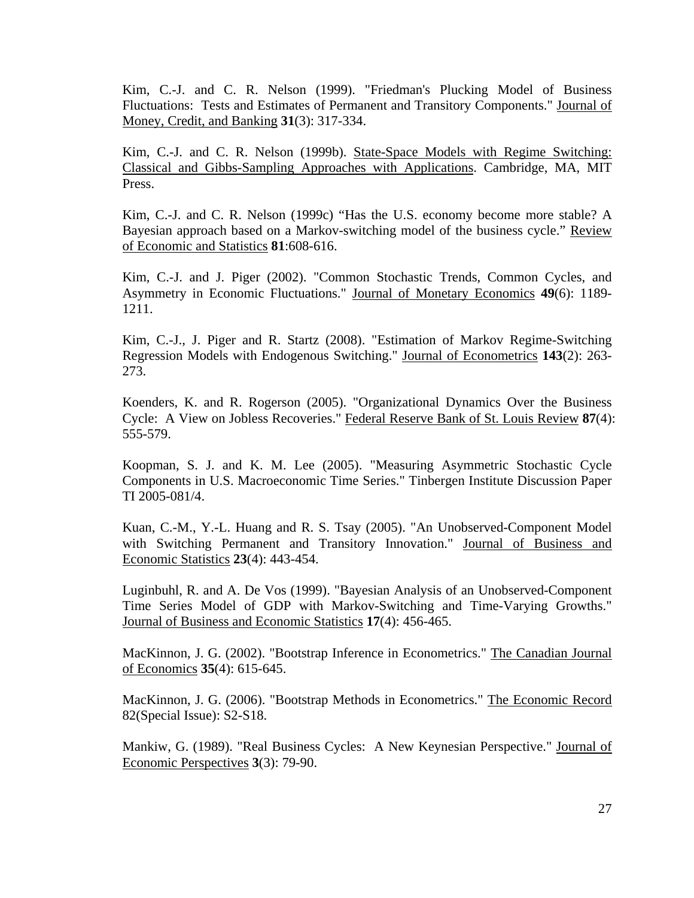Kim, C.-J. and C. R. Nelson (1999). "Friedman's Plucking Model of Business Fluctuations: Tests and Estimates of Permanent and Transitory Components." Journal of Money, Credit, and Banking **31**(3): 317-334.

Kim, C.-J. and C. R. Nelson (1999b). State-Space Models with Regime Switching: Classical and Gibbs-Sampling Approaches with Applications. Cambridge, MA, MIT Press.

Kim, C.-J. and C. R. Nelson (1999c) "Has the U.S. economy become more stable? A Bayesian approach based on a Markov-switching model of the business cycle." Review of Economic and Statistics **81**:608-616.

Kim, C.-J. and J. Piger (2002). "Common Stochastic Trends, Common Cycles, and Asymmetry in Economic Fluctuations." Journal of Monetary Economics **49**(6): 1189-1211.

Kim, C.-J., J. Piger and R. Startz (2008). "Estimation of Markov Regime-Switching Regression Models with Endogenous Switching." Journal of Econometrics **143**(2): 263-273.

Koenders, K. and R. Rogerson (2005). "Organizational Dynamics Over the Business Cycle: A View on Jobless Recoveries." Federal Reserve Bank of St. Louis Review **87**(4): 555-579.

Koopman, S. J. and K. M. Lee (2005). "Measuring Asymmetric Stochastic Cycle Components in U.S. Macroeconomic Time Series." Tinbergen Institute Discussion Paper TI 2005-081/4.

Kuan, C.-M., Y.-L. Huang and R. S. Tsay (2005). "An Unobserved-Component Model with Switching Permanent and Transitory Innovation." Journal of Business and Economic Statistics **23**(4): 443-454.

Luginbuhl, R. and A. De Vos (1999). "Bayesian Analysis of an Unobserved-Component Time Series Model of GDP with Markov-Switching and Time-Varying Growths." Journal of Business and Economic Statistics **17**(4): 456-465.

MacKinnon, J. G. (2002). "Bootstrap Inference in Econometrics." The Canadian Journal of Economics **35**(4): 615-645.

MacKinnon, J. G. (2006). "Bootstrap Methods in Econometrics." The Economic Record 82(Special Issue): S2-S18.

Mankiw, G. (1989). "Real Business Cycles: A New Keynesian Perspective." Journal of Economic Perspectives **3**(3): 79-90.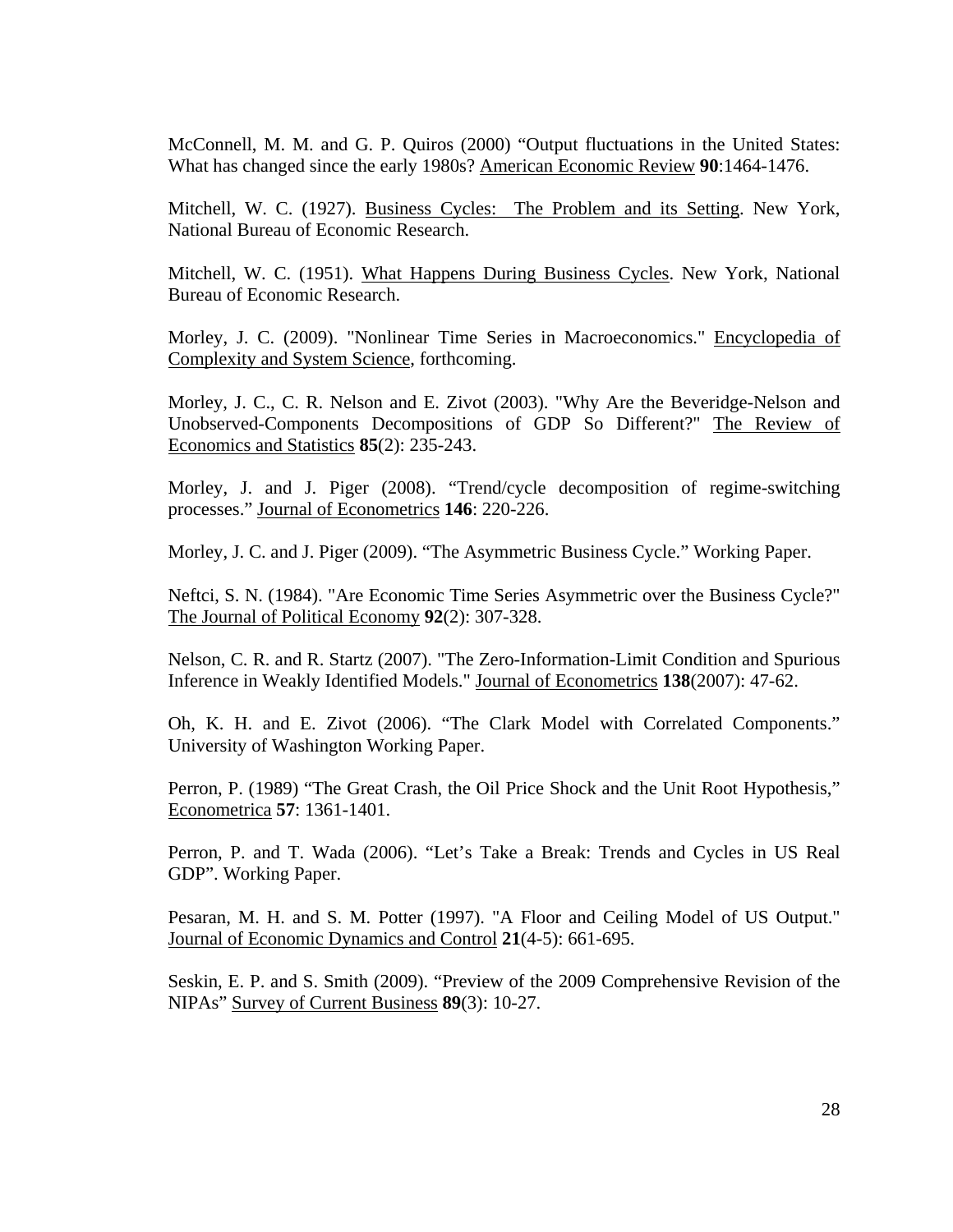McConnell, M. M. and G. P. Quiros (2000) "Output fluctuations in the United States: What has changed since the early 1980s? American Economic Review **90**:1464-1476.

Mitchell, W. C. (1927). Business Cycles: The Problem and its Setting. New York, National Bureau of Economic Research.

Mitchell, W. C. (1951). What Happens During Business Cycles. New York, National Bureau of Economic Research.

Morley, J. C. (2009). "Nonlinear Time Series in Macroeconomics." Encyclopedia of Complexity and System Science, forthcoming.

Morley, J. C., C. R. Nelson and E. Zivot (2003). "Why Are the Beveridge-Nelson and Unobserved-Components Decompositions of GDP So Different?" The Review of Economics and Statistics **85**(2): 235-243.

Morley, J. and J. Piger (2008). "Trend/cycle decomposition of regime-switching processes." Journal of Econometrics **146**: 220-226.

Morley, J. C. and J. Piger (2009). "The Asymmetric Business Cycle." Working Paper.

Neftci, S. N. (1984). "Are Economic Time Series Asymmetric over the Business Cycle?" The Journal of Political Economy **92**(2): 307-328.

Nelson, C. R. and R. Startz (2007). "The Zero-Information-Limit Condition and Spurious Inference in Weakly Identified Models." Journal of Econometrics **138**(2007): 47-62.

Oh, K. H. and E. Zivot (2006). "The Clark Model with Correlated Components." University of Washington Working Paper.

Perron, P. (1989) "The Great Crash, the Oil Price Shock and the Unit Root Hypothesis," Econometrica **57**: 1361-1401.

Perron, P. and T. Wada (2006). "Let's Take a Break: Trends and Cycles in US Real GDP". Working Paper.

Pesaran, M. H. and S. M. Potter (1997). "A Floor and Ceiling Model of US Output." Journal of Economic Dynamics and Control **21**(4-5): 661-695.

Seskin, E. P. and S. Smith (2009). "Preview of the 2009 Comprehensive Revision of the NIPAs" Survey of Current Business **89**(3): 10-27.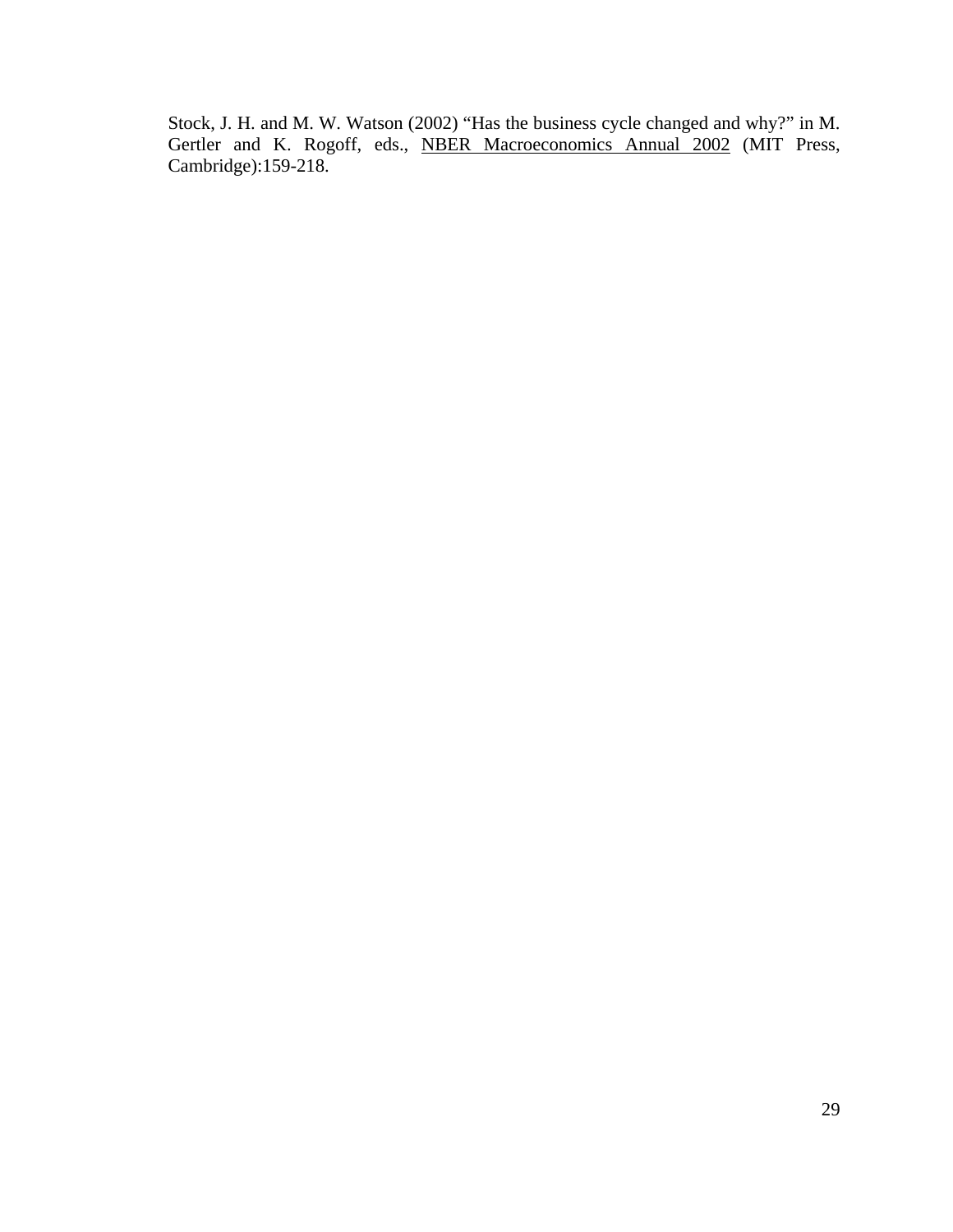Stock, J. H. and M. W. Watson (2002) "Has the business cycle changed and why?" in M. Gertler and K. Rogoff, eds., NBER Macroeconomics Annual 2002 (MIT Press, Cambridge):159-218.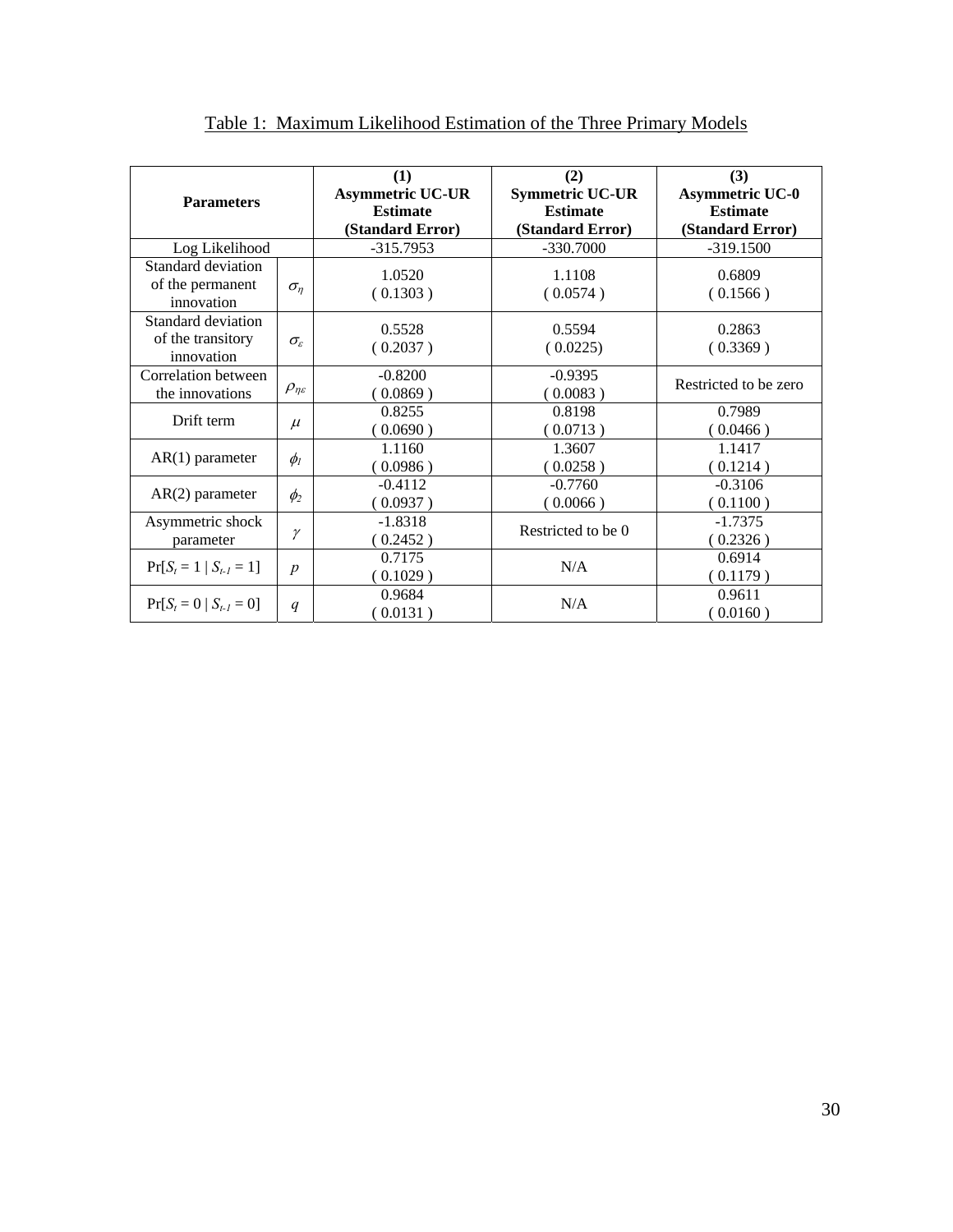Table 1: Maximum Likelihood Estimation of the Three Primary Models

| Parameters | | (1) **Asymmetric UC-UR Estimate (Standard Error)** | (2) **Symmetric UC-UR Estimate (Standard Error)** | (3) **Asymmetric UC-0 Estimate (Standard Error)** |
|---|---|---|---|---|
| Log Likelihood | | -315.7953 | -330.7000 | -319.1500 |
| Standard deviation of the permanent innovation | $\sigma_\eta$ | 1.0520 ( 0.1303 ) | 1.1108 ( 0.0574 ) | 0.6809 ( 0.1566 ) |
| Standard deviation of the transitory innovation | $\sigma_\varepsilon$ | 0.5528 ( 0.2037 ) | 0.5594 ( 0.0225) | 0.2863 ( 0.3369 ) |
| Correlation between the innovations | $\rho_{\eta\varepsilon}$ | -0.8200 ( 0.0869 ) | -0.9395 ( 0.0083 ) | Restricted to be zero |
| Drift term | $\mu$ | 0.8255 ( 0.0690 ) | 0.8198 ( 0.0713 ) | 0.7989 ( 0.0466 ) |
| AR(1) parameter | $\phi_1$ | 1.1160 ( 0.0986 ) | 1.3607 ( 0.0258 ) | 1.1417 ( 0.1214 ) |
| AR(2) parameter | $\phi_2$ | -0.4112 ( 0.0937 ) | -0.7760 ( 0.0066 ) | -0.3106 ( 0.1100 ) |
| Asymmetric shock parameter | $\gamma$ | -1.8318 ( 0.2452 ) | Restricted to be 0 | -1.7375 ( 0.2326 ) |
| $\Pr[S_t = 1 \mid S_{t-1} = 1]$ | $p$ | 0.7175 ( 0.1029 ) | N/A | 0.6914 ( 0.1179 ) |
| $\Pr[S_t = 0 \mid S_{t-1} = 0]$ | $q$ | 0.9684 ( 0.0131 ) | N/A | 0.9611 ( 0.0160 ) |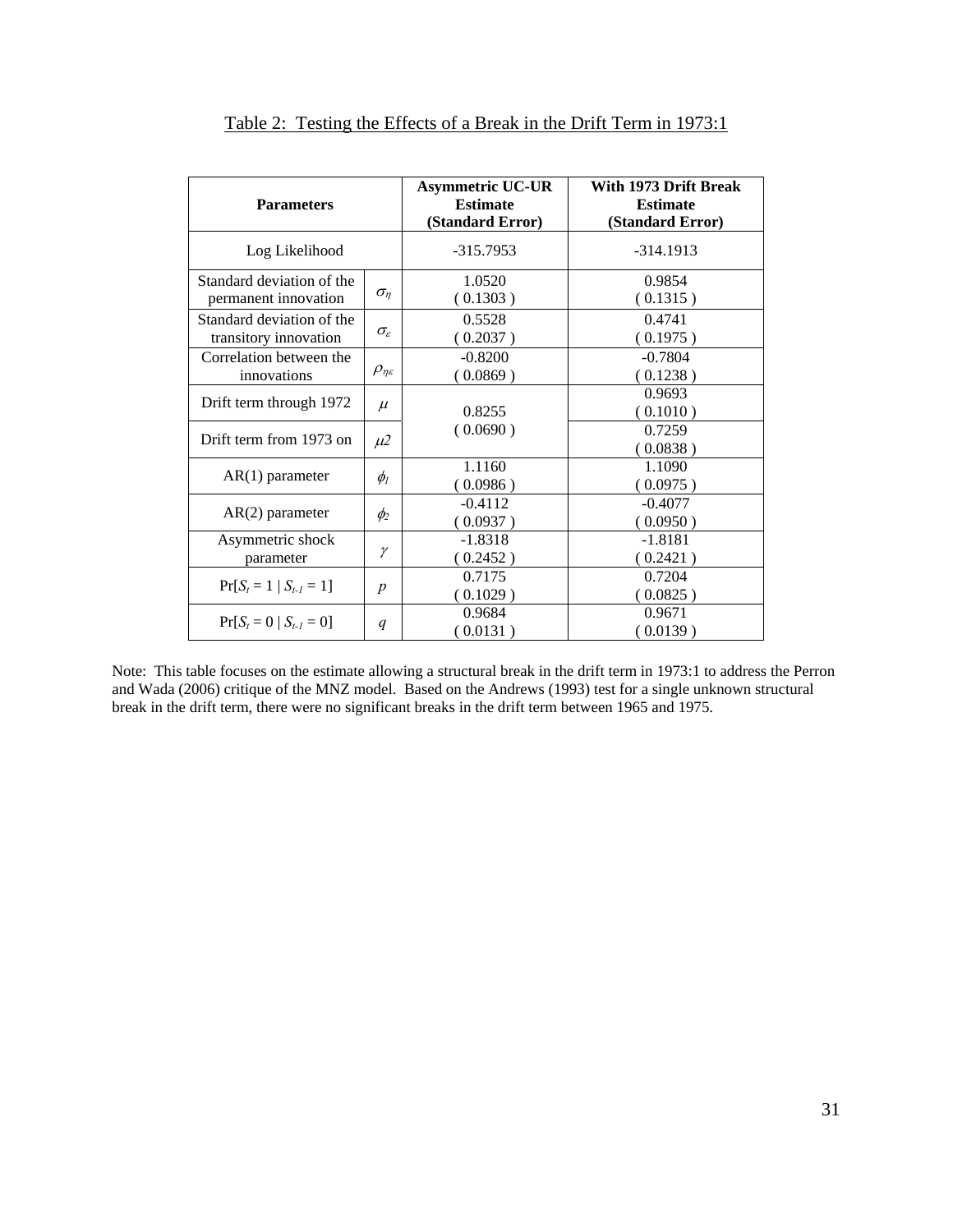Table 2: Testing the Effects of a Break in the Drift Term in 1973:1

| Parameters | | Asymmetric UC-UR Estimate (Standard Error) | With 1973 Drift Break Estimate (Standard Error) |
|---|---|---|---|
| Log Likelihood | | -315.7953 | -314.1913 |
| Standard deviation of the permanent innovation | $\sigma_\eta$ | 1.0520 ( 0.1303 ) | 0.9854 ( 0.1315 ) |
| Standard deviation of the transitory innovation | $\sigma_\varepsilon$ | 0.5528 ( 0.2037 ) | 0.4741 ( 0.1975 ) |
| Correlation between the innovations | $\rho_{\eta\varepsilon}$ | -0.8200 ( 0.0869 ) | -0.7804 ( 0.1238 ) |
| Drift term through 1972 | $\mu$ | 0.8255 ( 0.0690 ) | 0.9693 ( 0.1010 ) |
| Drift term from 1973 on | $\mu 2$ | | 0.7259 ( 0.0838 ) |
| AR(1) parameter | $\phi_1$ | 1.1160 ( 0.0986 ) | 1.1090 ( 0.0975 ) |
| AR(2) parameter | $\phi_2$ | -0.4112 ( 0.0937 ) | -0.4077 ( 0.0950 ) |
| Asymmetric shock parameter | $\gamma$ | -1.8318 ( 0.2452 ) | -1.8181 ( 0.2421 ) |
| $\Pr[S_t = 1 \mid S_{t-1} = 1]$ | $p$ | 0.7175 ( 0.1029 ) | 0.7204 ( 0.0825 ) |
| $\Pr[S_t = 0 \mid S_{t-1} = 0]$ | $q$ | 0.9684 ( 0.0131 ) | 0.9671 ( 0.0139 ) |

Note: This table focuses on the estimate allowing a structural break in the drift term in 1973:1 to address the Perron and Wada (2006) critique of the MNZ model. Based on the Andrews (1993) test for a single unknown structural break in the drift term, there were no significant breaks in the drift term between 1965 and 1975.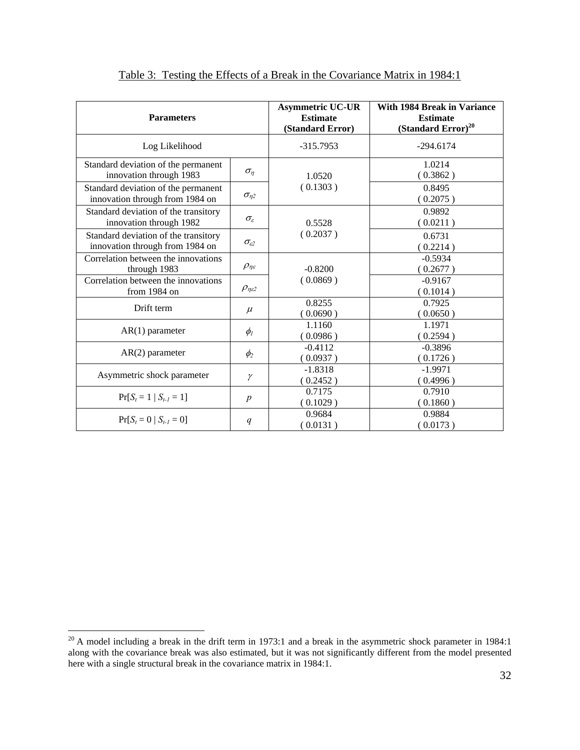Table 3: Testing the Effects of a Break in the Covariance Matrix in 1984:1

| **Parameters** | | **Asymmetric UC-UR Estimate (Standard Error)** | **With 1984 Break in Variance Estimate (Standard Error)[20]** |
|---|---|---|---|
| Log Likelihood | | -315.7953 | -294.6174 |
| Standard deviation of the permanent innovation through 1983 | $\sigma_\eta$ | 1.0520 ( 0.1303 ) | 1.0214 ( 0.3862 ) |
| Standard deviation of the permanent innovation through from 1984 on | $\sigma_{\eta 2}$ | | 0.8495 ( 0.2075 ) |
| Standard deviation of the transitory innovation through 1982 | $\sigma_\varepsilon$ | 0.5528 ( 0.2037 ) | 0.9892 ( 0.0211 ) |
| Standard deviation of the transitory innovation through from 1984 on | $\sigma_{\varepsilon 2}$ | | 0.6731 ( 0.2214 ) |
| Correlation between the innovations through 1983 | $\rho_{\eta\varepsilon}$ | -0.8200 ( 0.0869 ) | -0.5934 ( 0.2677 ) |
| Correlation between the innovations from 1984 on | $\rho_{\eta\varepsilon 2}$ | | -0.9167 ( 0.1014 ) |
| Drift term | $\mu$ | 0.8255 ( 0.0690 ) | 0.7925 ( 0.0650 ) |
| AR(1) parameter | $\phi_1$ | 1.1160 ( 0.0986 ) | 1.1971 ( 0.2594 ) |
| AR(2) parameter | $\phi_2$ | -0.4112 ( 0.0937 ) | -0.3896 ( 0.1726 ) |
| Asymmetric shock parameter | $\gamma$ | -1.8318 ( 0.2452 ) | -1.9971 ( 0.4996 ) |
| $\Pr[S_t = 1 \mid S_{t-1} = 1]$ | $p$ | 0.7175 ( 0.1029 ) | 0.7910 ( 0.1860 ) |
| $\Pr[S_t = 0 \mid S_{t-1} = 0]$ | $q$ | 0.9684 ( 0.0131 ) | 0.9884 ( 0.0173 ) |

[20] A model including a break in the drift term in 1973:1 and a break in the asymmetric shock parameter in 1984:1 along with the covariance break was also estimated, but it was not significantly different from the model presented here with a single structural break in the covariance matrix in 1984:1.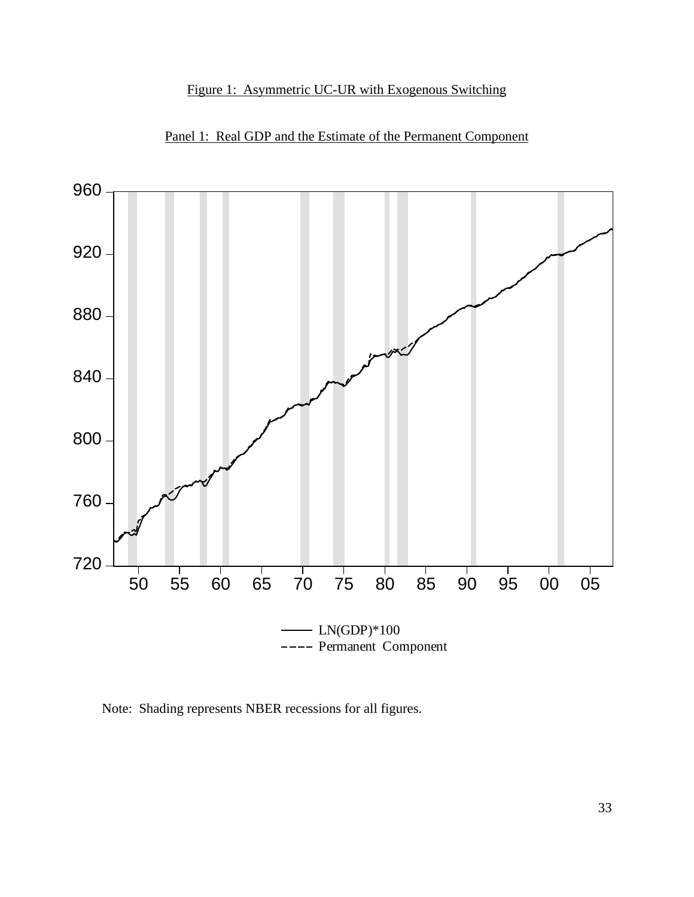Figure 1: Asymmetric UC-UR with Exogenous Switching

Panel 1: Real GDP and the Estimate of the Permanent Component

Note: Shading represents NBER recessions for all figures.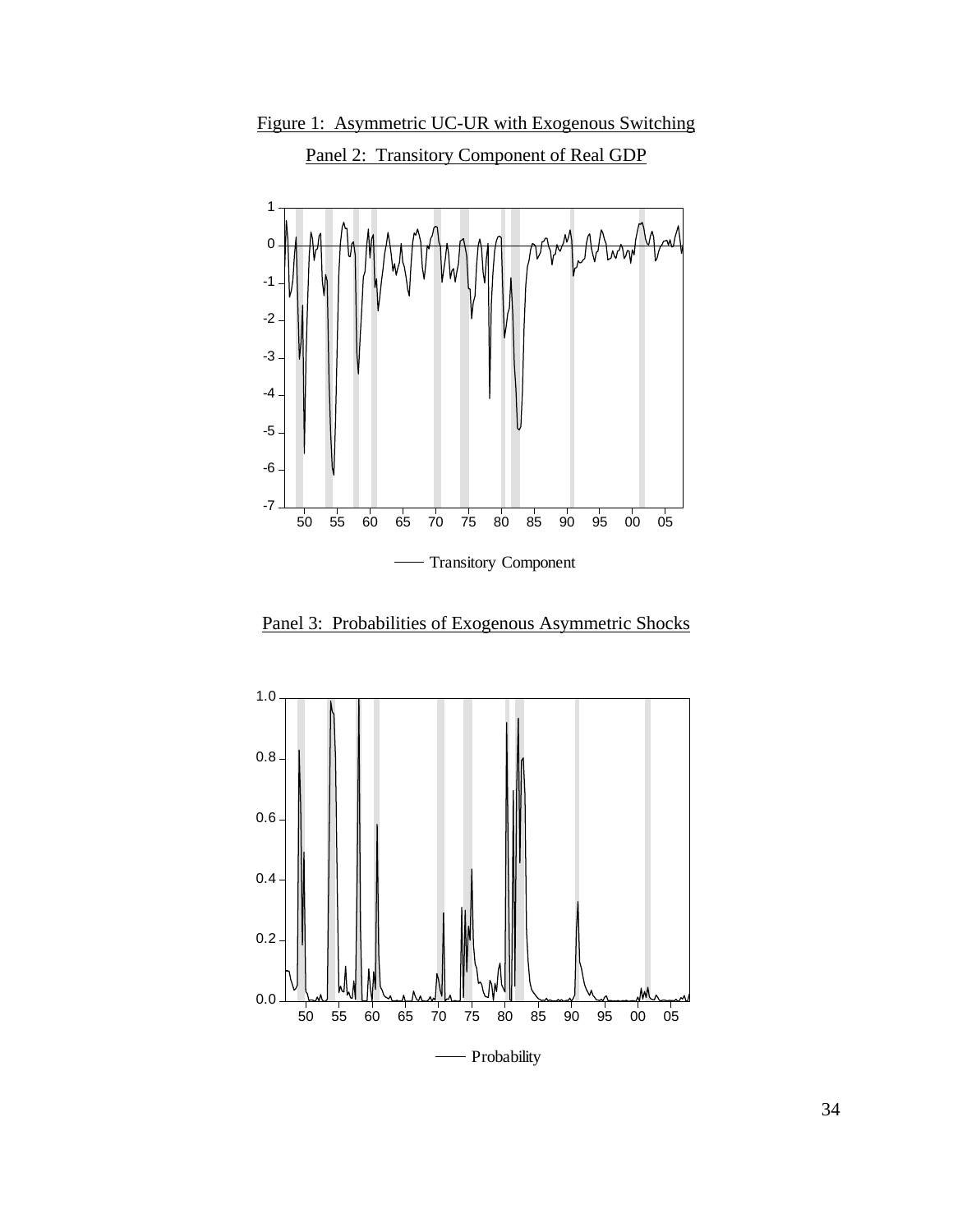Figure 1: Asymmetric UC-UR with Exogenous Switching

Panel 2: Transitory Component of Real GDP

Panel 3: Probabilities of Exogenous Asymmetric Shocks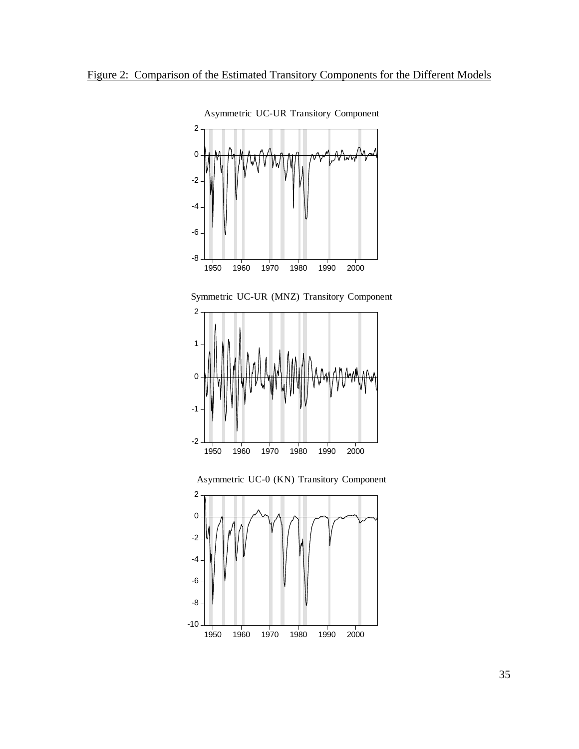Figure 2: Comparison of the Estimated Transitory Components for the Different Models

Asymmetric UC-UR Transitory Component

Symmetric UC-UR (MNZ) Transitory Component

Asymmetric UC-0 (KN) Transitory Component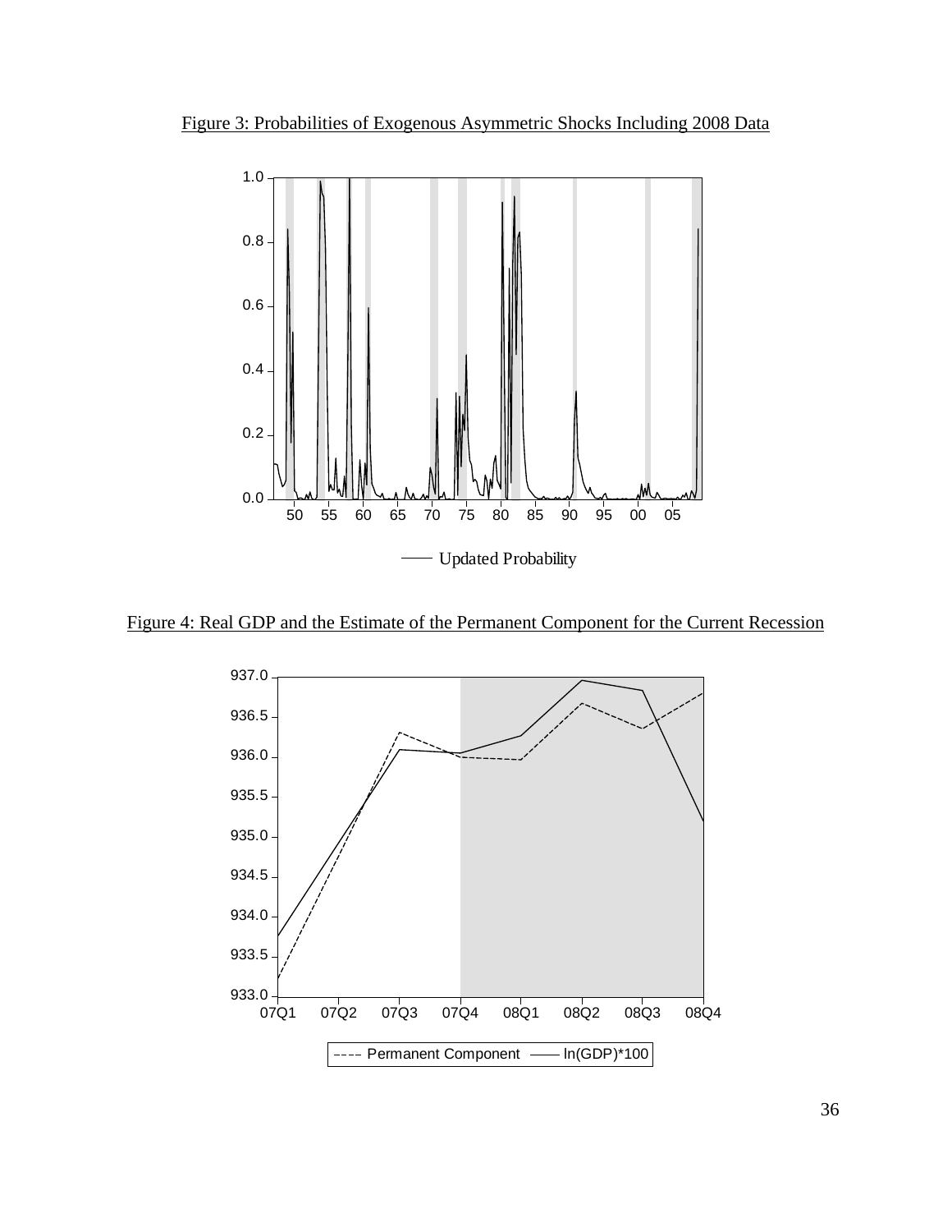Figure 3: Probabilities of Exogenous Asymmetric Shocks Including 2008 Data

1.0
0.8
0.6
0.4
0.2
0.0
50 55 60 65 70 75 80 85 90 95 00 05

Updated Probability

Figure 4: Real GDP and the Estimate of the Permanent Component for the Current Recession

937.0
936.5
936.0
935.5
935.0
934.5
934.0
933.5
933.0
07Q1 07Q2 07Q3 07Q4 08Q1 08Q2 08Q3 08Q4

Permanent Component ln(GDP)*100